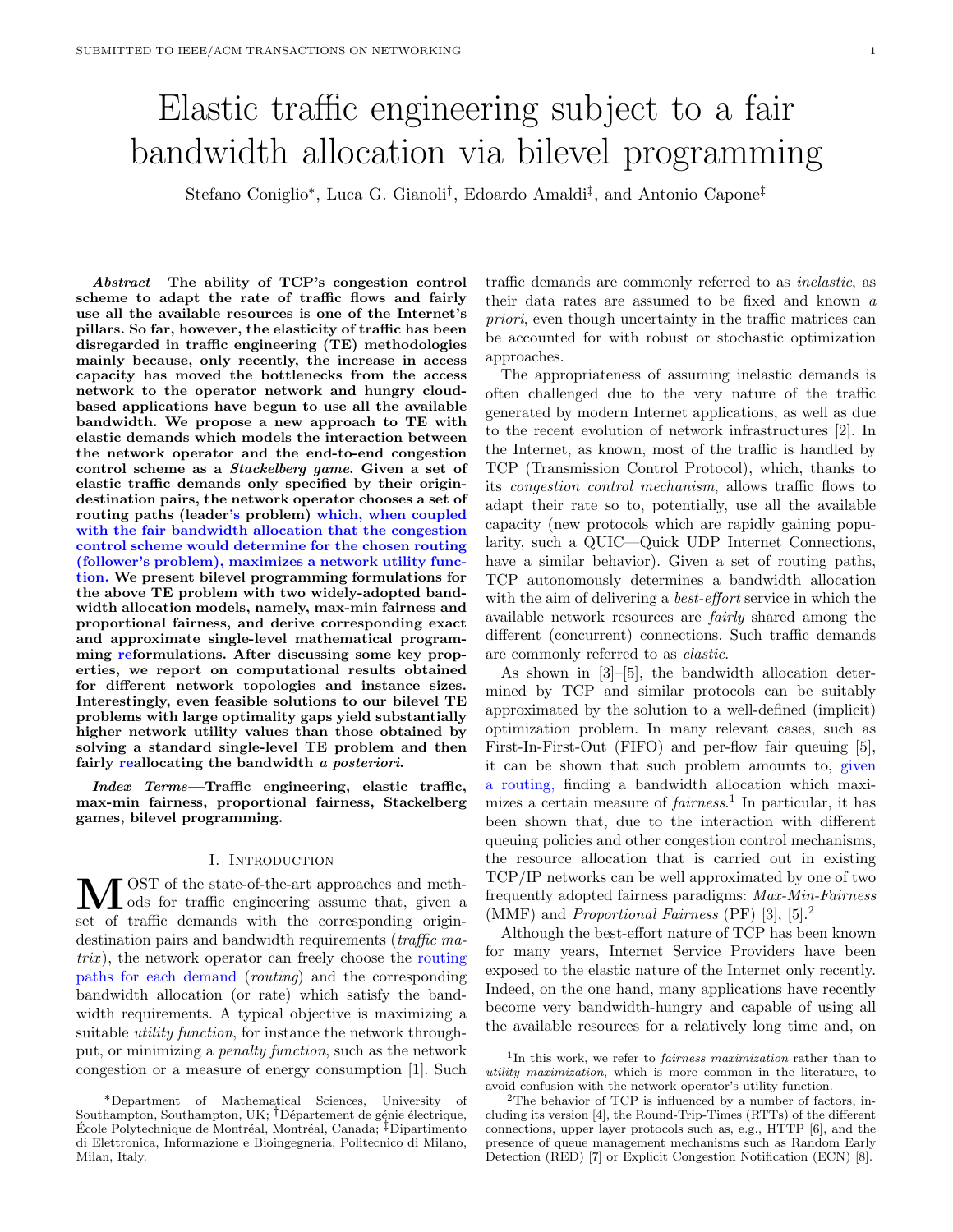# Elastic traffic engineering subject to a fair bandwidth allocation via bilevel programming

Stefano Coniglio[*], Luca G. Gianoli[†], Edoardo Amaldi[‡], and Antonio Capone[‡]

***Abstract*—The ability of TCP's congestion control scheme to adapt the rate of traffic flows and fairly use all the available resources is one of the Internet's pillars. So far, however, the elasticity of traffic has been disregarded in traffic engineering (TE) methodologies mainly because, only recently, the increase in access capacity has moved the bottlenecks from the access network to the operator network and hungry cloud-based applications have begun to use all the available bandwidth. We propose a new approach to TE with elastic demands which models the interaction between the network operator and the end-to-end congestion control scheme as a *Stackelberg game*. Given a set of elastic traffic demands only specified by their origin-destination pairs, the network operator chooses a set of routing paths (leader's problem) which, when coupled with the fair bandwidth allocation that the congestion control scheme would determine for the chosen routing (follower's problem), maximizes a network utility function. We present bilevel programming formulations for the above TE problem with two widely-adopted bandwidth allocation models, namely, max-min fairness and proportional fairness, and derive corresponding exact and approximate single-level mathematical programming reformulations. After discussing some key properties, we report on computational results obtained for different network topologies and instance sizes. Interestingly, even feasible solutions to our bilevel TE problems with large optimality gaps yield substantially higher network utility values than those obtained by solving a standard single-level TE problem and then fairly reallocating the bandwidth *a posteriori*.**

***Index Terms*—Traffic engineering, elastic traffic, max-min fairness, proportional fairness, Stackelberg games, bilevel programming.**

## I. Introduction

Most of the state-of-the-art approaches and methods for traffic engineering assume that, given a set of traffic demands with the corresponding origin-destination pairs and bandwidth requirements (*traffic matrix*), the network operator can freely choose the routing paths for each demand (*routing*) and the corresponding bandwidth allocation (or rate) which satisfy the bandwidth requirements. A typical objective is maximizing a suitable *utility function*, for instance the network throughput, or minimizing a *penalty function*, such as the network congestion or a measure of energy consumption [1]. Such traffic demands are commonly referred to as *inelastic*, as their data rates are assumed to be fixed and known *a priori*, even though uncertainty in the traffic matrices can be accounted for with robust or stochastic optimization approaches.

The appropriateness of assuming inelastic demands is often challenged due to the very nature of the traffic generated by modern Internet applications, as well as due to the recent evolution of network infrastructures [2]. In the Internet, as known, most of the traffic is handled by TCP (Transmission Control Protocol), which, thanks to its *congestion control mechanism*, allows traffic flows to adapt their rate so to, potentially, use all the available capacity (new protocols which are rapidly gaining popularity, such a QUIC—Quick UDP Internet Connections, have a similar behavior). Given a set of routing paths, TCP autonomously determines a bandwidth allocation with the aim of delivering a *best-effort* service in which the available network resources are *fairly* shared among the different (concurrent) connections. Such traffic demands are commonly referred to as *elastic*.

As shown in [3]–[5], the bandwidth allocation determined by TCP and similar protocols can be suitably approximated by the solution to a well-defined (implicit) optimization problem. In many relevant cases, such as First-In-First-Out (FIFO) and per-flow fair queuing [5], it can be shown that such problem amounts to, given a routing, finding a bandwidth allocation which maximizes a certain measure of *fairness*.[1] In particular, it has been shown that, due to the interaction with different queuing policies and other congestion control mechanisms, the resource allocation that is carried out in existing TCP/IP networks can be well approximated by one of two frequently adopted fairness paradigms: *Max-Min-Fairness* (MMF) and *Proportional Fairness* (PF) [3], [5].[2]

Although the best-effort nature of TCP has been known for many years, Internet Service Providers have been exposed to the elastic nature of the Internet only recently. Indeed, on the one hand, many applications have recently become very bandwidth-hungry and capable of using all the available resources for a relatively long time and, on

---

[*]Department of Mathematical Sciences, University of Southampton, Southampton, UK; [†]Département de génie électrique, École Polytechnique de Montréal, Montréal, Canada; [‡]Dipartimento di Elettronica, Informazione e Bioingegneria, Politecnico di Milano, Milan, Italy.

[1]In this work, we refer to *fairness maximization* rather than to *utility maximization*, which is more common in the literature, to avoid confusion with the network operator's utility function.

[2]The behavior of TCP is influenced by a number of factors, including its version [4], the Round-Trip-Times (RTTs) of the different connections, upper layer protocols such as, e.g., HTTP [6], and the presence of queue management mechanisms such as Random Early Detection (RED) [7] or Explicit Congestion Notification (ECN) [8].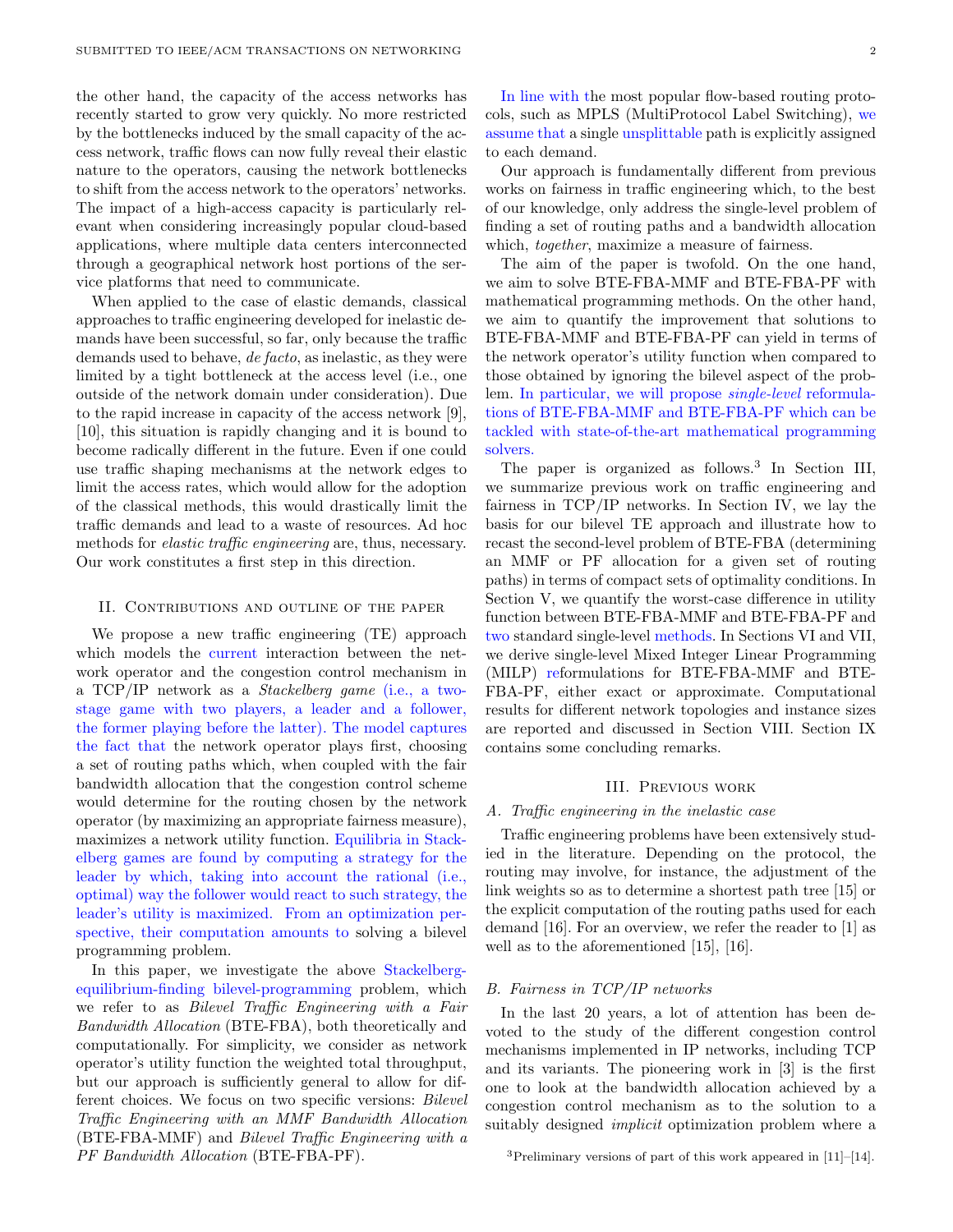the other hand, the capacity of the access networks has recently started to grow very quickly. No more restricted by the bottlenecks induced by the small capacity of the access network, traffic flows can now fully reveal their elastic nature to the operators, causing the network bottlenecks to shift from the access network to the operators' networks. The impact of a high-access capacity is particularly relevant when considering increasingly popular cloud-based applications, where multiple data centers interconnected through a geographical network host portions of the service platforms that need to communicate.

When applied to the case of elastic demands, classical approaches to traffic engineering developed for inelastic demands have been successful, so far, only because the traffic demands used to behave, *de facto*, as inelastic, as they were limited by a tight bottleneck at the access level (i.e., one outside of the network domain under consideration). Due to the rapid increase in capacity of the access network [9], [10], this situation is rapidly changing and it is bound to become radically different in the future. Even if one could use traffic shaping mechanisms at the network edges to limit the access rates, which would allow for the adoption of the classical methods, this would drastically limit the traffic demands and lead to a waste of resources. Ad hoc methods for *elastic traffic engineering* are, thus, necessary. Our work constitutes a first step in this direction.

## II. Contributions and outline of the paper

We propose a new traffic engineering (TE) approach which models the current interaction between the network operator and the congestion control mechanism in a TCP/IP network as a *Stackelberg game* (i.e., a two-stage game with two players, a leader and a follower, the former playing before the latter). The model captures the fact that the network operator plays first, choosing a set of routing paths which, when coupled with the fair bandwidth allocation that the congestion control scheme would determine for the routing chosen by the network operator (by maximizing an appropriate fairness measure), maximizes a network utility function. Equilibria in Stackelberg games are found by computing a strategy for the leader by which, taking into account the rational (i.e., optimal) way the follower would react to such strategy, the leader's utility is maximized. From an optimization perspective, their computation amounts to solving a bilevel programming problem.

In this paper, we investigate the above Stackelberg-equilibrium-finding bilevel-programming problem, which we refer to as *Bilevel Traffic Engineering with a Fair Bandwidth Allocation* (BTE-FBA), both theoretically and computationally. For simplicity, we consider as network operator's utility function the weighted total throughput, but our approach is sufficiently general to allow for different choices. We focus on two specific versions: *Bilevel Traffic Engineering with an MMF Bandwidth Allocation* (BTE-FBA-MMF) and *Bilevel Traffic Engineering with a PF Bandwidth Allocation* (BTE-FBA-PF).

In line with the most popular flow-based routing protocols, such as MPLS (MultiProtocol Label Switching), we assume that a single unsplittable path is explicitly assigned to each demand.

Our approach is fundamentally different from previous works on fairness in traffic engineering which, to the best of our knowledge, only address the single-level problem of finding a set of routing paths and a bandwidth allocation which, *together*, maximize a measure of fairness.

The aim of the paper is twofold. On the one hand, we aim to solve BTE-FBA-MMF and BTE-FBA-PF with mathematical programming methods. On the other hand, we aim to quantify the improvement that solutions to BTE-FBA-MMF and BTE-FBA-PF can yield in terms of the network operator's utility function when compared to those obtained by ignoring the bilevel aspect of the problem. In particular, we will propose *single-level* reformulations of BTE-FBA-MMF and BTE-FBA-PF which can be tackled with state-of-the-art mathematical programming solvers.

The paper is organized as follows.[3] In Section III, we summarize previous work on traffic engineering and fairness in TCP/IP networks. In Section IV, we lay the basis for our bilevel TE approach and illustrate how to recast the second-level problem of BTE-FBA (determining an MMF or PF allocation for a given set of routing paths) in terms of compact sets of optimality conditions. In Section V, we quantify the worst-case difference in utility function between BTE-FBA-MMF and BTE-FBA-PF and two standard single-level methods. In Sections VI and VII, we derive single-level Mixed Integer Linear Programming (MILP) reformulations for BTE-FBA-MMF and BTE-FBA-PF, either exact or approximate. Computational results for different network topologies and instance sizes are reported and discussed in Section VIII. Section IX contains some concluding remarks.

## III. Previous work

### A. Traffic engineering in the inelastic case

Traffic engineering problems have been extensively studied in the literature. Depending on the protocol, the routing may involve, for instance, the adjustment of the link weights so as to determine a shortest path tree [15] or the explicit computation of the routing paths used for each demand [16]. For an overview, we refer the reader to [1] as well as to the aforementioned [15], [16].

### B. Fairness in TCP/IP networks

In the last 20 years, a lot of attention has been devoted to the study of the different congestion control mechanisms implemented in IP networks, including TCP and its variants. The pioneering work in [3] is the first one to look at the bandwidth allocation achieved by a congestion control mechanism as to the solution to a suitably designed *implicit* optimization problem where a

[3] Preliminary versions of part of this work appeared in [11]–[14].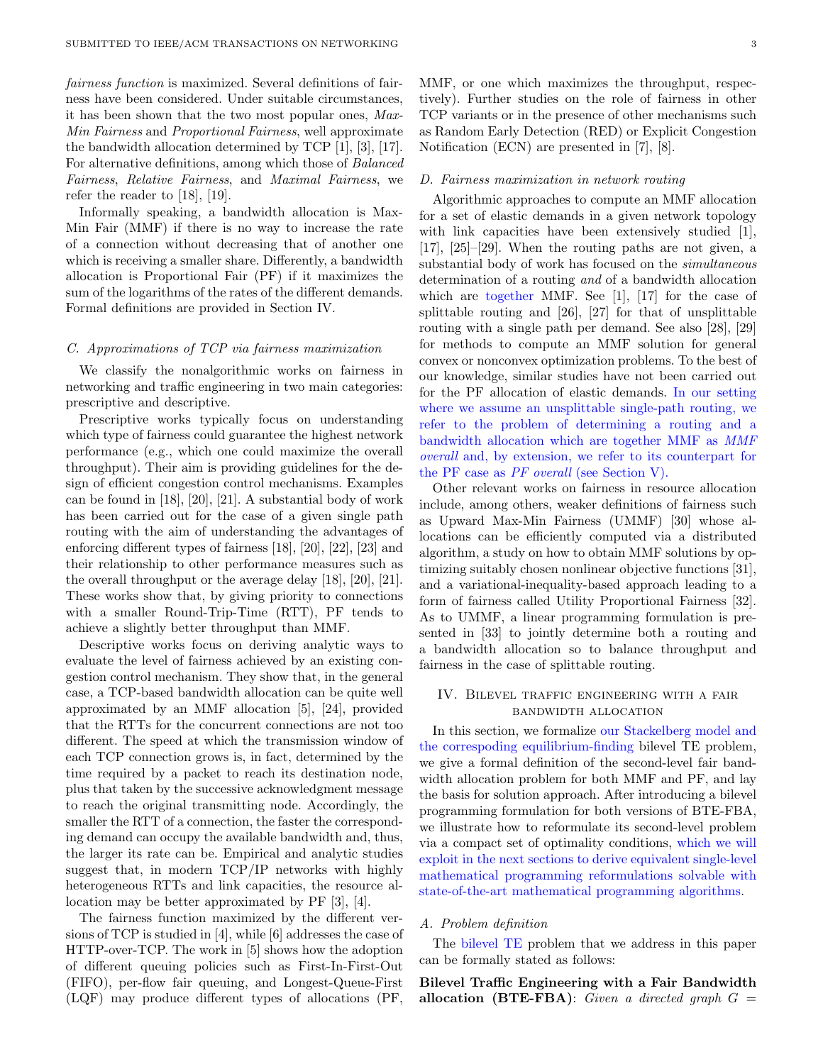*fairness function* is maximized. Several definitions of fairness have been considered. Under suitable circumstances, it has been shown that the two most popular ones, *Max-Min Fairness* and *Proportional Fairness*, well approximate the bandwidth allocation determined by TCP [1], [3], [17]. For alternative definitions, among which those of *Balanced Fairness*, *Relative Fairness*, and *Maximal Fairness*, we refer the reader to [18], [19].

Informally speaking, a bandwidth allocation is Max-Min Fair (MMF) if there is no way to increase the rate of a connection without decreasing that of another one which is receiving a smaller share. Differently, a bandwidth allocation is Proportional Fair (PF) if it maximizes the sum of the logarithms of the rates of the different demands. Formal definitions are provided in Section IV.

### C. Approximations of TCP via fairness maximization

We classify the nonalgorithmic works on fairness in networking and traffic engineering in two main categories: prescriptive and descriptive.

Prescriptive works typically focus on understanding which type of fairness could guarantee the highest network performance (e.g., which one could maximize the overall throughput). Their aim is providing guidelines for the design of efficient congestion control mechanisms. Examples can be found in [18], [20], [21]. A substantial body of work has been carried out for the case of a given single path routing with the aim of understanding the advantages of enforcing different types of fairness [18], [20], [22], [23] and their relationship to other performance measures such as the overall throughput or the average delay [18], [20], [21]. These works show that, by giving priority to connections with a smaller Round-Trip-Time (RTT), PF tends to achieve a slightly better throughput than MMF.

Descriptive works focus on deriving analytic ways to evaluate the level of fairness achieved by an existing congestion control mechanism. They show that, in the general case, a TCP-based bandwidth allocation can be quite well approximated by an MMF allocation [5], [24], provided that the RTTs for the concurrent connections are not too different. The speed at which the transmission window of each TCP connection grows is, in fact, determined by the time required by a packet to reach its destination node, plus that taken by the successive acknowledgment message to reach the original transmitting node. Accordingly, the smaller the RTT of a connection, the faster the corresponding demand can occupy the available bandwidth and, thus, the larger its rate can be. Empirical and analytic studies suggest that, in modern TCP/IP networks with highly heterogeneous RTTs and link capacities, the resource allocation may be better approximated by PF [3], [4].

The fairness function maximized by the different versions of TCP is studied in [4], while [6] addresses the case of HTTP-over-TCP. The work in [5] shows how the adoption of different queuing policies such as First-In-First-Out (FIFO), per-flow fair queuing, and Longest-Queue-First (LQF) may produce different types of allocations (PF, MMF, or one which maximizes the throughput, respectively). Further studies on the role of fairness in other TCP variants or in the presence of other mechanisms such as Random Early Detection (RED) or Explicit Congestion Notification (ECN) are presented in [7], [8].

### D. Fairness maximization in network routing

Algorithmic approaches to compute an MMF allocation for a set of elastic demands in a given network topology with link capacities have been extensively studied [1], [17], [25]–[29]. When the routing paths are not given, a substantial body of work has focused on the *simultaneous* determination of a routing *and* of a bandwidth allocation which are together MMF. See [1], [17] for the case of splittable routing and [26], [27] for that of unsplittable routing with a single path per demand. See also [28], [29] for methods to compute an MMF solution for general convex or nonconvex optimization problems. To the best of our knowledge, similar studies have not been carried out for the PF allocation of elastic demands. In our setting where we assume an unsplittable single-path routing, we refer to the problem of determining a routing and a bandwidth allocation which are together MMF as *MMF overall* and, by extension, we refer to its counterpart for the PF case as *PF overall* (see Section V).

Other relevant works on fairness in resource allocation include, among others, weaker definitions of fairness such as Upward Max-Min Fairness (UMMF) [30] whose allocations can be efficiently computed via a distributed algorithm, a study on how to obtain MMF solutions by optimizing suitably chosen nonlinear objective functions [31], and a variational-inequality-based approach leading to a form of fairness called Utility Proportional Fairness [32]. As to UMMF, a linear programming formulation is presented in [33] to jointly determine both a routing and a bandwidth allocation so to balance throughput and fairness in the case of splittable routing.

## IV. Bilevel traffic engineering with a fair bandwidth allocation

In this section, we formalize our Stackelberg model and the correspoding equilibrium-finding bilevel TE problem, we give a formal definition of the second-level fair bandwidth allocation problem for both MMF and PF, and lay the basis for solution approach. After introducing a bilevel programming formulation for both versions of BTE-FBA, we illustrate how to reformulate its second-level problem via a compact set of optimality conditions, which we will exploit in the next sections to derive equivalent single-level mathematical programming reformulations solvable with state-of-the-art mathematical programming algorithms.

### A. Problem definition

The bilevel TE problem that we address in this paper can be formally stated as follows:

**Bilevel Traffic Engineering with a Fair Bandwidth allocation (BTE-FBA)**: *Given a directed graph $G$ =*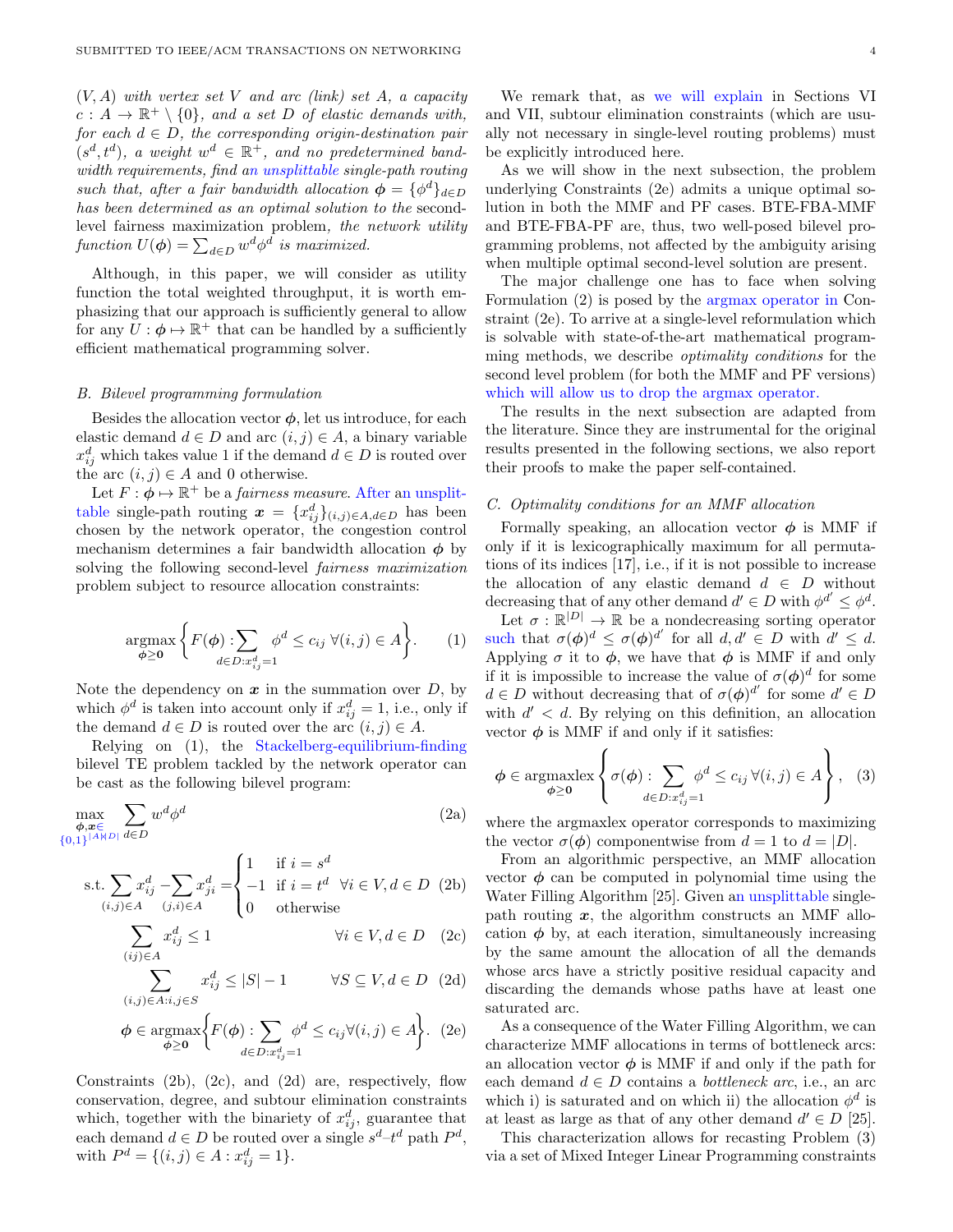$(V, A)$ *with vertex set* $V$ *and arc (link) set* $A$*, a capacity* $c : A \to \mathbb{R}^+ \setminus \{0\}$*, and a set* $D$ *of elastic demands with, for each* $d \in D$*, the corresponding origin-destination pair* $(s^d, t^d)$*, a weight* $w^d \in \mathbb{R}^+$*, and no predetermined bandwidth requirements, find an unsplittable single-path routing such that, after a fair bandwidth allocation* $\boldsymbol{\phi} = \{\phi^d\}_{d\in D}$ *has been determined as an optimal solution to the second-level fairness maximization problem, the network utility function* $U(\boldsymbol{\phi}) = \sum_{d\in D} w^d \phi^d$ *is maximized.*

Although, in this paper, we will consider as utility function the total weighted throughput, it is worth emphasizing that our approach is sufficiently general to allow for any $U : \boldsymbol{\phi} \mapsto \mathbb{R}^+$ that can be handled by a sufficiently efficient mathematical programming solver.

### B. Bilevel programming formulation

Besides the allocation vector $\boldsymbol{\phi}$, let us introduce, for each elastic demand $d \in D$ and arc $(i, j) \in A$, a binary variable $x^d_{ij}$ which takes value 1 if the demand $d \in D$ is routed over the arc $(i, j) \in A$ and 0 otherwise.

Let $F : \boldsymbol{\phi} \mapsto \mathbb{R}^+$ be a *fairness measure*. After an unsplittable single-path routing $\boldsymbol{x} = \{x^d_{ij}\}_{(i,j)\in A, d\in D}$ has been chosen by the network operator, the congestion control mechanism determines a fair bandwidth allocation $\boldsymbol{\phi}$ by solving the following second-level *fairness maximization* problem subject to resource allocation constraints:

$$\operatorname*{argmax}_{\boldsymbol{\phi}\geq \mathbf{0}} \Bigg\{ F(\boldsymbol{\phi}) : \sum_{d\in D: x^d_{ij}=1} \phi^d \leq c_{ij} \ \forall (i, j) \in A \Bigg\}. \quad (1)$$

Note the dependency on $\boldsymbol{x}$ in the summation over $D$, by which $\phi^d$ is taken into account only if $x^d_{ij} = 1$, i.e., only if the demand $d \in D$ is routed over the arc $(i, j) \in A$.

Relying on (1), the Stackelberg-equilibrium-finding bilevel TE problem tackled by the network operator can be cast as the following bilevel program:

$$\max_{\substack{\boldsymbol{\phi}, \boldsymbol{x} \in \\ \{0,1\}^{|A||D|}}} \sum_{d\in D} w^d \phi^d \quad (2a)$$

$$\text{s.t.} \sum_{(i,j)\in A} x^d_{ij} - \sum_{(j,i)\in A} x^d_{ji} = \begin{cases} 1 & \text{if } i = s^d \\ -1 & \text{if } i = t^d \\ 0 & \text{otherwise} \end{cases} \ \forall i \in V, d \in D \quad (2b)$$

$$\sum_{(ij)\in A} x^d_{ij} \leq 1 \qquad \forall i \in V, d \in D \quad (2c)$$

$$\sum_{(i,j)\in A: i,j\in S} x^d_{ij} \leq |S| - 1 \qquad \forall S \subseteq V, d \in D \quad (2d)$$

$$\boldsymbol{\phi} \in \operatorname*{argmax}_{\boldsymbol{\phi}\geq \mathbf{0}} \Bigg\{ F(\boldsymbol{\phi}) : \sum_{d\in D: x^d_{ij}=1} \phi^d \leq c_{ij} \forall (i, j) \in A \Bigg\}. \quad (2e)$$

Constraints (2b), (2c), and (2d) are, respectively, flow conservation, degree, and subtour elimination constraints which, together with the binariety of $x^d_{ij}$, guarantee that each demand $d \in D$ be routed over a single $s^d$–$t^d$ path $P^d$, with $P^d = \{(i, j) \in A : x^d_{ij} = 1\}$.

We remark that, as we will explain in Sections VI and VII, subtour elimination constraints (which are usually not necessary in single-level routing problems) must be explicitly introduced here.

As we will show in the next subsection, the problem underlying Constraints (2e) admits a unique optimal solution in both the MMF and PF cases. BTE-FBA-MMF and BTE-FBA-PF are, thus, two well-posed bilevel programming problems, not affected by the ambiguity arising when multiple optimal second-level solution are present.

The major challenge one has to face when solving Formulation (2) is posed by the argmax operator in Constraint (2e). To arrive at a single-level reformulation which is solvable with state-of-the-art mathematical programming methods, we describe *optimality conditions* for the second level problem (for both the MMF and PF versions) which will allow us to drop the argmax operator.

The results in the next subsection are adapted from the literature. Since they are instrumental for the original results presented in the following sections, we also report their proofs to make the paper self-contained.

### C. Optimality conditions for an MMF allocation

Formally speaking, an allocation vector $\boldsymbol{\phi}$ is MMF if only if it is lexicographically maximum for all permutations of its indices [17], i.e., if it is not possible to increase the allocation of any elastic demand $d \in D$ without decreasing that of any other demand $d' \in D$ with $\phi^{d'} \leq \phi^d$.

Let $\sigma : \mathbb{R}^{|D|} \to \mathbb{R}$ be a nondecreasing sorting operator such that $\sigma(\boldsymbol{\phi})^d \leq \sigma(\boldsymbol{\phi})^{d'}$ for all $d, d' \in D$ with $d' \leq d$. Applying $\sigma$ it to $\boldsymbol{\phi}$, we have that $\boldsymbol{\phi}$ is MMF if and only if it is impossible to increase the value of $\sigma(\boldsymbol{\phi})^d$ for some $d \in D$ without decreasing that of $\sigma(\boldsymbol{\phi})^{d'}$ for some $d' \in D$ with $d' < d$. By relying on this definition, an allocation vector $\boldsymbol{\phi}$ is MMF if and only if it satisfies:

$$\boldsymbol{\phi} \in \operatorname*{argmaxlex}_{\boldsymbol{\phi}\geq \mathbf{0}} \left\{ \sigma(\boldsymbol{\phi}) : \sum_{d\in D: x^d_{ij}=1} \phi^d \leq c_{ij} \ \forall (i, j) \in A \right\}, \quad (3)$$

where the argmaxlex operator corresponds to maximizing the vector $\sigma(\boldsymbol{\phi})$ componentwise from $d = 1$ to $d = |D|$.

From an algorithmic perspective, an MMF allocation vector $\boldsymbol{\phi}$ can be computed in polynomial time using the Water Filling Algorithm [25]. Given an unsplittable single-path routing $\boldsymbol{x}$, the algorithm constructs an MMF allocation $\boldsymbol{\phi}$ by, at each iteration, simultaneously increasing by the same amount the allocation of all the demands whose arcs have a strictly positive residual capacity and discarding the demands whose paths have at least one saturated arc.

As a consequence of the Water Filling Algorithm, we can characterize MMF allocations in terms of bottleneck arcs: an allocation vector $\boldsymbol{\phi}$ is MMF if and only if the path for each demand $d \in D$ contains a *bottleneck arc*, i.e., an arc which i) is saturated and on which ii) the allocation $\phi^d$ is at least as large as that of any other demand $d' \in D$ [25].

This characterization allows for recasting Problem (3) via a set of Mixed Integer Linear Programming constraints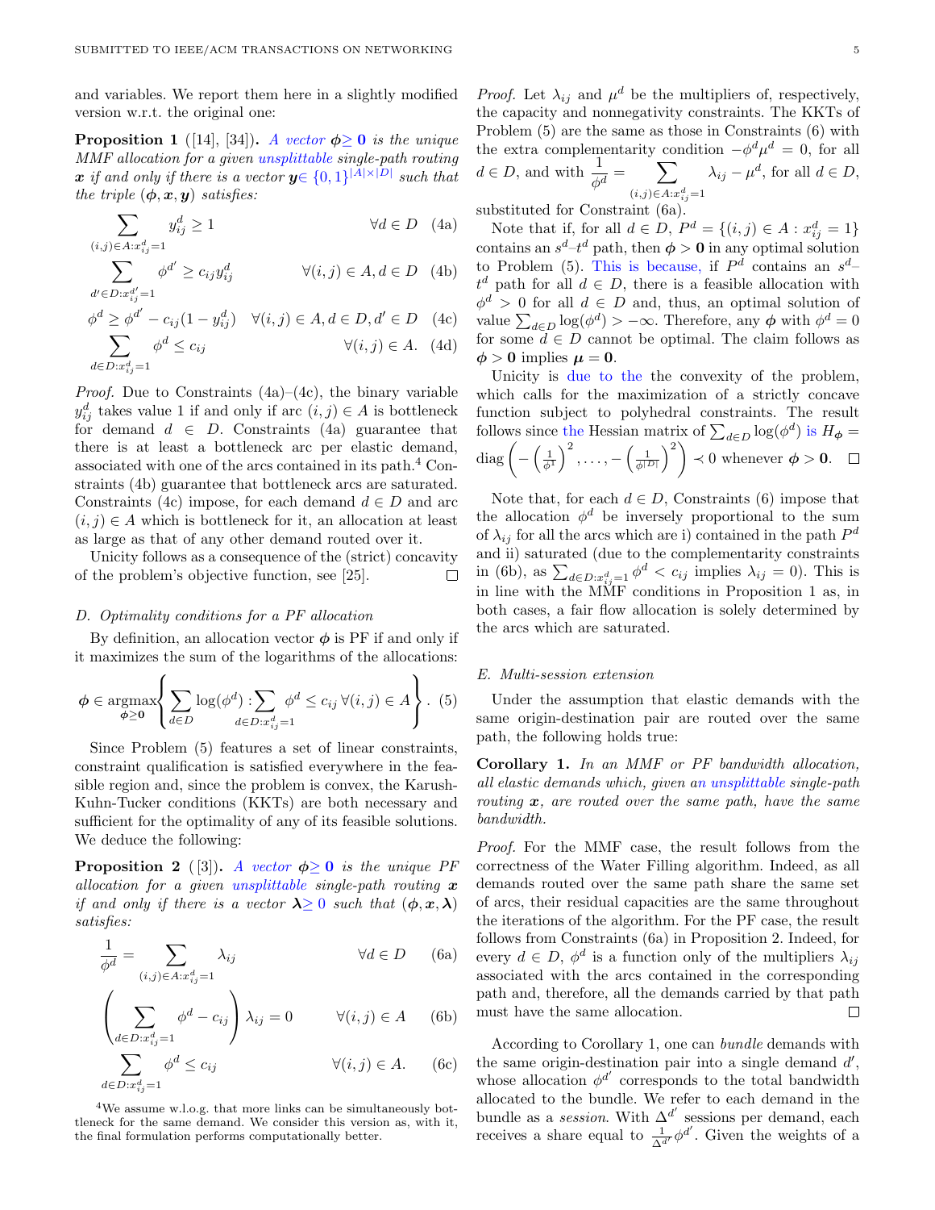and variables. We report them here in a slightly modified version w.r.t. the original one:

**Proposition 1** ([14], [34])**.** *A vector $\boldsymbol{\phi} \geq \mathbf{0}$ is the unique MMF allocation for a given unsplittable single-path routing $\boldsymbol{x}$ if and only if there is a vector $\boldsymbol{y} \in \{0,1\}^{|A|\times|D|}$ such that the triple $(\boldsymbol{\phi}, \boldsymbol{x}, \boldsymbol{y})$ satisfies:*

$$\sum_{(i,j)\in A: x^d_{ij}=1} y^d_{ij} \geq 1 \qquad \forall d \in D \quad (4a)$$

$$\sum_{d' \in D: x^{d'}_{ij}=1} \phi^{d'} \geq c_{ij} y^d_{ij} \qquad \forall (i,j) \in A, d \in D \quad (4b)$$

$$\phi^d \geq \phi^{d'} - c_{ij}(1 - y^d_{ij}) \quad \forall (i,j) \in A, d \in D, d' \in D \quad (4c)$$

$$\sum_{d \in D: x^d_{ij}=1} \phi^d \leq c_{ij} \qquad \forall (i,j) \in A. \quad (4d)$$

*Proof.* Due to Constraints (4a)–(4c), the binary variable $y^d_{ij}$ takes value 1 if and only if arc $(i,j) \in A$ is bottleneck for demand $d \in D$. Constraints (4a) guarantee that there is at least a bottleneck arc per elastic demand, associated with one of the arcs contained in its path.[4] Constraints (4b) guarantee that bottleneck arcs are saturated. Constraints (4c) impose, for each demand $d \in D$ and arc $(i,j) \in A$ which is bottleneck for it, an allocation at least as large as that of any other demand routed over it.

Unicity follows as a consequence of the (strict) concavity of the problem's objective function, see [25]. □

### D. Optimality conditions for a PF allocation

By definition, an allocation vector $\boldsymbol{\phi}$ is PF if and only if it maximizes the sum of the logarithms of the allocations:

$$\boldsymbol{\phi} \in \underset{\boldsymbol{\phi}\geq\mathbf{0}}{\operatorname{argmax}} \left\{ \sum_{d\in D} \log(\phi^d) : \sum_{d\in D: x^d_{ij}=1} \phi^d \leq c_{ij} \; \forall (i,j) \in A \right\}. \quad (5)$$

Since Problem (5) features a set of linear constraints, constraint qualification is satisfied everywhere in the feasible region and, since the problem is convex, the Karush-Kuhn-Tucker conditions (KKTs) are both necessary and sufficient for the optimality of any of its feasible solutions. We deduce the following:

**Proposition 2** ([3])**.** *A vector $\boldsymbol{\phi} \geq \mathbf{0}$ is the unique PF allocation for a given unsplittable single-path routing $\boldsymbol{x}$ if and only if there is a vector $\boldsymbol{\lambda} \geq 0$ such that $(\boldsymbol{\phi}, \boldsymbol{x}, \boldsymbol{\lambda})$ satisfies:*

$$\frac{1}{\phi^d} = \sum_{(i,j)\in A: x^d_{ij}=1} \lambda_{ij} \qquad \forall d \in D \quad (6a)$$

$$\left( \sum_{d\in D: x^d_{ij}=1} \phi^d - c_{ij} \right) \lambda_{ij} = 0 \qquad \forall (i,j) \in A \quad (6b)$$

$$\sum_{d\in D: x^d_{ij}=1} \phi^d \leq c_{ij} \qquad \forall (i,j) \in A. \quad (6c)$$

[4] We assume w.l.o.g. that more links can be simultaneously bottleneck for the same demand. We consider this version as, with it, the final formulation performs computationally better.

*Proof.* Let $\lambda_{ij}$ and $\mu^d$ be the multipliers of, respectively, the capacity and nonnegativity constraints. The KKTs of Problem (5) are the same as those in Constraints (6) with the extra complementarity condition $-\phi^d \mu^d = 0$, for all $d \in D$, and with $\frac{1}{\phi^d} = \sum_{(i,j)\in A: x^d_{ij}=1} \lambda_{ij} - \mu^d$, for all $d \in D$, substituted for Constraint (6a).

Note that if, for all $d \in D$, $P^d = \{(i,j) \in A : x^d_{ij} = 1\}$ contains an $s^d$–$t^d$ path, then $\boldsymbol{\phi} > \mathbf{0}$ in any optimal solution to Problem (5). This is because, if $P^d$ contains an $s^d$–$t^d$ path for all $d \in D$, there is a feasible allocation with $\phi^d > 0$ for all $d \in D$ and, thus, an optimal solution of value $\sum_{d\in D} \log(\phi^d) > -\infty$. Therefore, any $\boldsymbol{\phi}$ with $\phi^d = 0$ for some $d \in D$ cannot be optimal. The claim follows as $\boldsymbol{\phi} > \mathbf{0}$ implies $\boldsymbol{\mu} = \mathbf{0}$.

Unicity is due to the the convexity of the problem, which calls for the maximization of a strictly concave function subject to polyhedral constraints. The result follows since the Hessian matrix of $\sum_{d\in D} \log(\phi^d)$ is $H_{\boldsymbol{\phi}} = \operatorname{diag}\left( -\left(\frac{1}{\phi^1}\right)^2, \ldots, -\left(\frac{1}{\phi^{|D|}}\right)^2 \right) \prec 0$ whenever $\boldsymbol{\phi} > \mathbf{0}$. □

Note that, for each $d \in D$, Constraints (6) impose that the allocation $\phi^d$ be inversely proportional to the sum of $\lambda_{ij}$ for all the arcs which are i) contained in the path $P^d$ and ii) saturated (due to the complementarity constraints in (6b), as $\sum_{d\in D: x^d_{ij}=1} \phi^d < c_{ij}$ implies $\lambda_{ij} = 0$). This is in line with the MMF conditions in Proposition 1 as, in both cases, a fair flow allocation is solely determined by the arcs which are saturated.

### E. Multi-session extension

Under the assumption that elastic demands with the same origin-destination pair are routed over the same path, the following holds true:

**Corollary 1.** *In an MMF or PF bandwidth allocation, all elastic demands which, given an unsplittable single-path routing $\boldsymbol{x}$, are routed over the same path, have the same bandwidth.*

*Proof.* For the MMF case, the result follows from the correctness of the Water Filling algorithm. Indeed, as all demands routed over the same path share the same set of arcs, their residual capacities are the same throughout the iterations of the algorithm. For the PF case, the result follows from Constraints (6a) in Proposition 2. Indeed, for every $d \in D$, $\phi^d$ is a function only of the multipliers $\lambda_{ij}$ associated with the arcs contained in the corresponding path and, therefore, all the demands carried by that path must have the same allocation. □

According to Corollary 1, one can *bundle* demands with the same origin-destination pair into a single demand $d'$, whose allocation $\phi^{d'}$ corresponds to the total bandwidth allocated to the bundle. We refer to each demand in the bundle as a *session*. With $\Delta^{d'}$ sessions per demand, each receives a share equal to $\frac{1}{\Delta^{d'}} \phi^{d'}$. Given the weights of a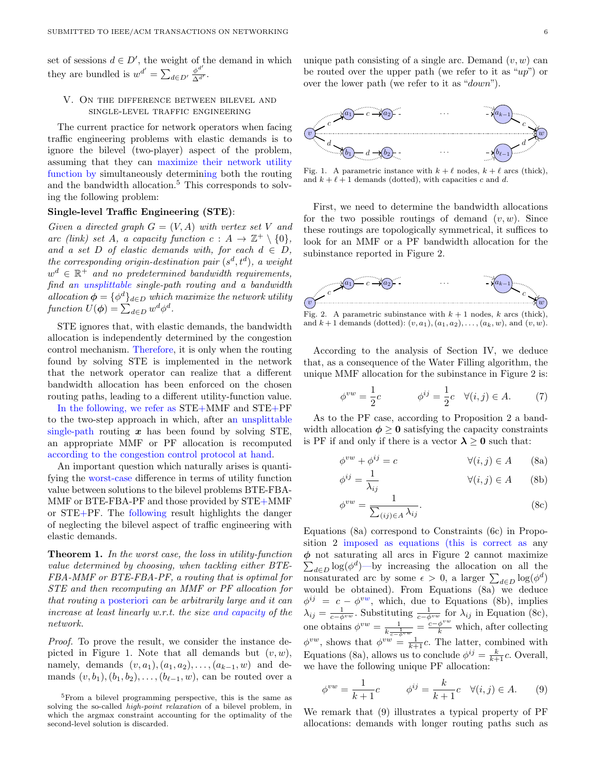set of sessions $d \in D'$, the weight of the demand in which they are bundled is $w^{d'} = \sum_{d \in D'} \frac{\phi^{d'}}{\Delta^{d'}}$.

## V. On the difference between bilevel and single-level traffic engineering

The current practice for network operators when facing traffic engineering problems with elastic demands is to ignore the bilevel (two-player) aspect of the problem, assuming that they can maximize their network utility function by simultaneously determining both the routing and the bandwidth allocation.[5] This corresponds to solving the following problem:

**Single-level Traffic Engineering (STE)**:

*Given a directed graph $G = (V, A)$ with vertex set $V$ and arc (link) set $A$, a capacity function $c : A \to \mathbb{Z}^+ \setminus \{0\}$, and a set $D$ of elastic demands with, for each $d \in D$, the corresponding origin-destination pair $(s^d, t^d)$, a weight $w^d \in \mathbb{R}^+$ and no predetermined bandwidth requirements, find an unsplittable single-path routing and a bandwidth allocation $\boldsymbol{\phi} = \{\phi^d\}_{d \in D}$ which maximize the network utility function $U(\boldsymbol{\phi}) = \sum_{d \in D} w^d \phi^d$.*

STE ignores that, with elastic demands, the bandwidth allocation is independently determined by the congestion control mechanism. Therefore, it is only when the routing found by solving STE is implemented in the network that the network operator can realize that a different bandwidth allocation has been enforced on the chosen routing paths, leading to a different utility-function value. In the following, we refer as STE+MMF and STE+PF to the two-step approach in which, after an unsplittable single-path routing $\boldsymbol{x}$ has been found by solving STE, an appropriate MMF or PF allocation is recomputed according to the congestion control protocol at hand.

An important question which naturally arises is quantifying the worst-case difference in terms of utility function value between solutions to the bilevel problems BTE-FBA-MMF or BTE-FBA-PF and those provided by STE+MMF or STE+PF. The following result highlights the danger of neglecting the bilevel aspect of traffic engineering with elastic demands.

**Theorem 1.** *In the worst case, the loss in utility-function value determined by choosing, when tackling either BTE-FBA-MMF or BTE-FBA-PF, a routing that is optimal for STE and then recomputing an MMF or PF allocation for that routing a posteriori can be arbitrarily large and it can increase at least linearly w.r.t. the size and capacity of the network.*

*Proof.* To prove the result, we consider the instance depicted in Figure 1. Note that all demands but $(v, w)$, namely, demands $(v, a_1), (a_1, a_2), \ldots, (a_{k-1}, w)$ and demands $(v, b_1), (b_1, b_2), \ldots, (b_{\ell-1}, w)$, can be routed over a unique path consisting of a single arc. Demand $(v, w)$ can be routed over the upper path (we refer to it as "*up*") or over the lower path (we refer to it as "*down*").

Fig. 1. A parametric instance with $k + \ell$ nodes, $k + \ell$ arcs (thick), and $k + \ell + 1$ demands (dotted), with capacities $c$ and $d$.

First, we need to determine the bandwidth allocations for the two possible routings of demand $(v, w)$. Since these routings are topologically symmetrical, it suffices to look for an MMF or a PF bandwidth allocation for the subinstance reported in Figure 2.

Fig. 2. A parametric subinstance with $k + 1$ nodes, $k$ arcs (thick), and $k + 1$ demands (dotted): $(v, a_1), (a_1, a_2), \ldots, (a_k, w)$, and $(v, w)$.

According to the analysis of Section IV, we deduce that, as a consequence of the Water Filling algorithm, the unique MMF allocation for the subinstance in Figure 2 is:

$$\phi^{vw} = \frac{1}{2}c \qquad\qquad \phi^{ij} = \frac{1}{2}c \quad \forall (i,j) \in A. \tag{7}$$

As to the PF case, according to Proposition 2 a bandwidth allocation $\boldsymbol{\phi} \geq \mathbf{0}$ satisfying the capacity constraints is PF if and only if there is a vector $\boldsymbol{\lambda} \geq \mathbf{0}$ such that:

$$\phi^{vw} + \phi^{ij} = c \qquad\qquad \forall (i,j) \in A \tag{8a}$$

$$\phi^{ij} = \frac{1}{\lambda_{ij}} \qquad\qquad \forall (i,j) \in A \tag{8b}$$

$$\phi^{vw} = \frac{1}{\sum_{(ij) \in A} \lambda_{ij}}. \tag{8c}$$

Equations (8a) correspond to Constraints (6c) in Proposition 2 imposed as equations (this is correct as any $\boldsymbol{\phi}$ not saturating all arcs in Figure 2 cannot maximize $\sum_{d \in D} \log(\phi^d)$—by increasing the allocation on all the nonsaturated arc by some $\epsilon > 0$, a larger $\sum_{d \in D} \log(\phi^d)$ would be obtained). From Equations (8a) we deduce $\phi^{ij} = c - \phi^{vw}$, which, due to Equations (8b), implies $\lambda_{ij} = \frac{1}{c - \phi^{vw}}$. Substituting $\frac{1}{c - \phi^{vw}}$ for $\lambda_{ij}$ in Equation (8c), one obtains $\phi^{vw} = \frac{1}{k \frac{1}{c - \phi^{vw}}} = \frac{c - \phi^{vw}}{k}$ which, after collecting $\phi^{vw}$, shows that $\phi^{vw} = \frac{1}{k+1}c$. The latter, combined with Equations (8a), allows us to conclude $\phi^{ij} = \frac{k}{k+1}c$. Overall, we have the following unique PF allocation:

$$\phi^{vw} = \frac{1}{k+1}c \qquad\qquad \phi^{ij} = \frac{k}{k+1}c \quad \forall (i,j) \in A. \tag{9}$$

We remark that (9) illustrates a typical property of PF allocations: demands with longer routing paths such as

[5] From a bilevel programming perspective, this is the same as solving the so-called *high-point relaxation* of a bilevel problem, in which the argmax constraint accounting for the optimality of the second-level solution is discarded.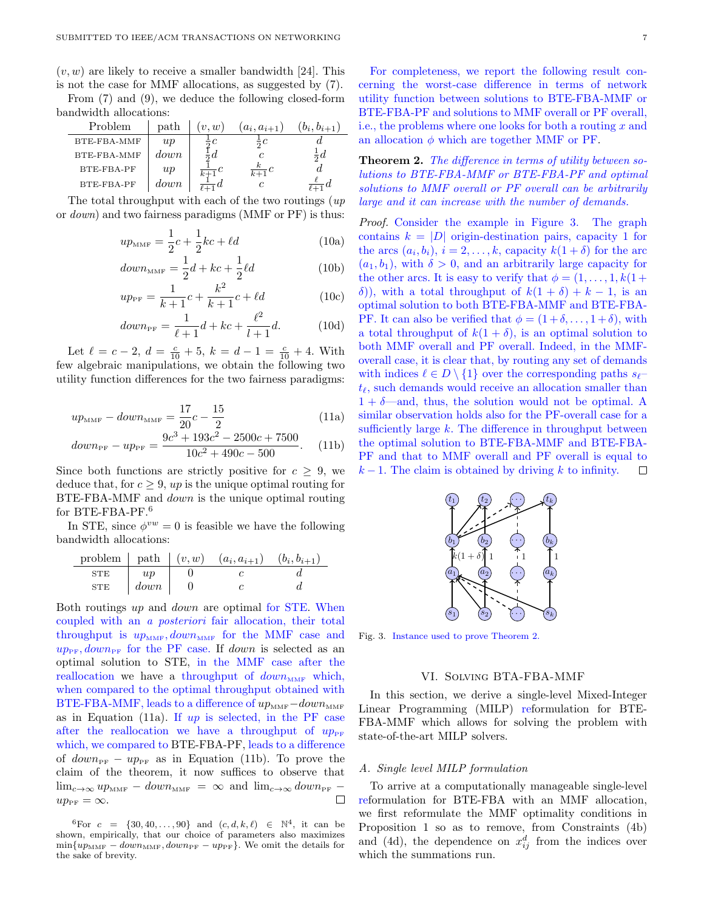$(v, w)$ are likely to receive a smaller bandwidth [24]. This is not the case for MMF allocations, as suggested by (7).

From (7) and (9), we deduce the following closed-form bandwidth allocations:

| Problem | path | $(v, w)$ | $(a_i, a_{i+1})$ | $(b_i, b_{i+1})$ |
|---|---|---|---|---|
| BTE-FBA-MMF | *up* | $\frac{1}{2}c$ | $\frac{1}{2}c$ | $d$ |
| BTE-FBA-MMF | *down* | $\frac{1}{2}d$ | $c$ | $\frac{1}{2}d$ |
| BTE-FBA-PF | *up* | $\frac{1}{k+1}c$ | $\frac{k}{k+1}c$ | $d$ |
| BTE-FBA-PF | *down* | $\frac{1}{\ell+1}d$ | $c$ | $\frac{\ell}{\ell+1}d$ |

The total throughput with each of the two routings (*up* or *down*) and two fairness paradigms (MMF or PF) is thus:

$$up_{\text{MMF}} = \frac{1}{2}c + \frac{1}{2}kc + \ell d \tag{10a}$$

$$down_{\text{MMF}} = \frac{1}{2}d + kc + \frac{1}{2}\ell d \tag{10b}$$

$$up_{\text{PF}} = \frac{1}{k+1}c + \frac{k^2}{k+1}c + \ell d \tag{10c}$$

$$down_{\text{PF}} = \frac{1}{\ell+1}d + kc + \frac{\ell^2}{l+1}d. \tag{10d}$$

Let $\ell = c - 2$, $d = \frac{c}{10} + 5$, $k = d - 1 = \frac{c}{10} + 4$. With few algebraic manipulations, we obtain the following two utility function differences for the two fairness paradigms:

$$up_{\text{MMF}} - down_{\text{MMF}} = \frac{17}{20}c - \frac{15}{2} \tag{11a}$$

$$down_{\text{PF}} - up_{\text{PF}} = \frac{9c^3 + 193c^2 - 2500c + 7500}{10c^2 + 490c - 500}. \tag{11b}$$

Since both functions are strictly positive for $c \geq 9$, we deduce that, for $c \geq 9$, *up* is the unique optimal routing for BTE-FBA-MMF and *down* is the unique optimal routing for BTE-FBA-PF.[6]

In STE, since $\phi^{vw} = 0$ is feasible we have the following bandwidth allocations:

| problem | path | $(v, w)$ | $(a_i, a_{i+1})$ | $(b_i, b_{i+1})$ |
|---|---|---|---|---|
| STE | *up* | $0$ | $c$ | $d$ |
| STE | *down* | $0$ | $c$ | $d$ |

Both routings *up* and *down* are optimal for STE. When coupled with an *a posteriori* fair allocation, their total throughput is $up_{\text{MMF}}, down_{\text{MMF}}$ for the MMF case and $up_{\text{PF}}, down_{\text{PF}}$ for the PF case. If *down* is selected as an optimal solution to STE, in the MMF case after the reallocation we have a throughput of $down_{\text{MMF}}$ which, when compared to the optimal throughput obtained with BTE-FBA-MMF, leads to a difference of $up_{\text{MMF}} - down_{\text{MMF}}$ as in Equation (11a). If *up* is selected, in the PF case after the reallocation we have a throughput of $up_{\text{PF}}$ which, we compared to BTE-FBA-PF, leads to a difference of $down_{\text{PF}} - up_{\text{PF}}$ as in Equation (11b). To prove the claim of the theorem, it now suffices to observe that $\lim_{c\to\infty} up_{\text{MMF}} - down_{\text{MMF}} = \infty$ and $\lim_{c\to\infty} down_{\text{PF}} - up_{\text{PF}} = \infty$. ◻

[6] For $c = \{30, 40, \ldots, 90\}$ and $(c, d, k, \ell) \in \mathbb{N}^4$, it can be shown, empirically, that our choice of parameters also maximizes $\min\{up_{\text{MMF}} - down_{\text{MMF}}, down_{\text{PF}} - up_{\text{PF}}\}$. We omit the details for the sake of brevity.

For completeness, we report the following result concerning the worst-case difference in terms of network utility function between solutions to BTE-FBA-MMF or BTE-FBA-PF and solutions to MMF overall or PF overall, i.e., the problems where one looks for both a routing $x$ and an allocation $\phi$ which are together MMF or PF.

**Theorem 2.** *The difference in terms of utility between solutions to BTE-FBA-MMF or BTE-FBA-PF and optimal solutions to MMF overall or PF overall can be arbitrarily large and it can increase with the number of demands.*

*Proof.* Consider the example in Figure 3. The graph contains $k = |D|$ origin-destination pairs, capacity 1 for the arcs $(a_i, b_i)$, $i = 2, \ldots, k$, capacity $k(1 + \delta)$ for the arc $(a_1, b_1)$, with $\delta > 0$, and an arbitrarily large capacity for the other arcs. It is easy to verify that $\phi = (1, \ldots, 1, k(1 + \delta))$, with a total throughput of $k(1 + \delta) + k - 1$, is an optimal solution to both BTE-FBA-MMF and BTE-FBA-PF. It can also be verified that $\phi = (1 + \delta, \ldots, 1 + \delta)$, with a total throughput of $k(1 + \delta)$, is an optimal solution to both MMF overall and PF overall. Indeed, in the MMF-overall case, it is clear that, by routing any set of demands with indices $\ell \in D \setminus \{1\}$ over the corresponding paths $s_\ell$–$t_\ell$, such demands would receive an allocation smaller than $1 + \delta$—and, thus, the solution would not be optimal. A similar observation holds also for the PF-overall case for a sufficiently large $k$. The difference in throughput between the optimal solution to BTE-FBA-MMF and BTE-FBA-PF and that to MMF overall and PF overall is equal to $k - 1$. The claim is obtained by driving $k$ to infinity. ◻

Fig. 3. Instance used to prove Theorem 2.

## VI. Solving BTA-FBA-MMF

In this section, we derive a single-level Mixed-Integer Linear Programming (MILP) reformulation for BTE-FBA-MMF which allows for solving the problem with state-of-the-art MILP solvers.

### A. Single level MILP formulation

To arrive at a computationally manageable single-level reformulation for BTE-FBA with an MMF allocation, we first reformulate the MMF optimality conditions in Proposition 1 so as to remove, from Constraints (4b) and (4d), the dependence on $x_{ij}^d$ from the indices over which the summations run.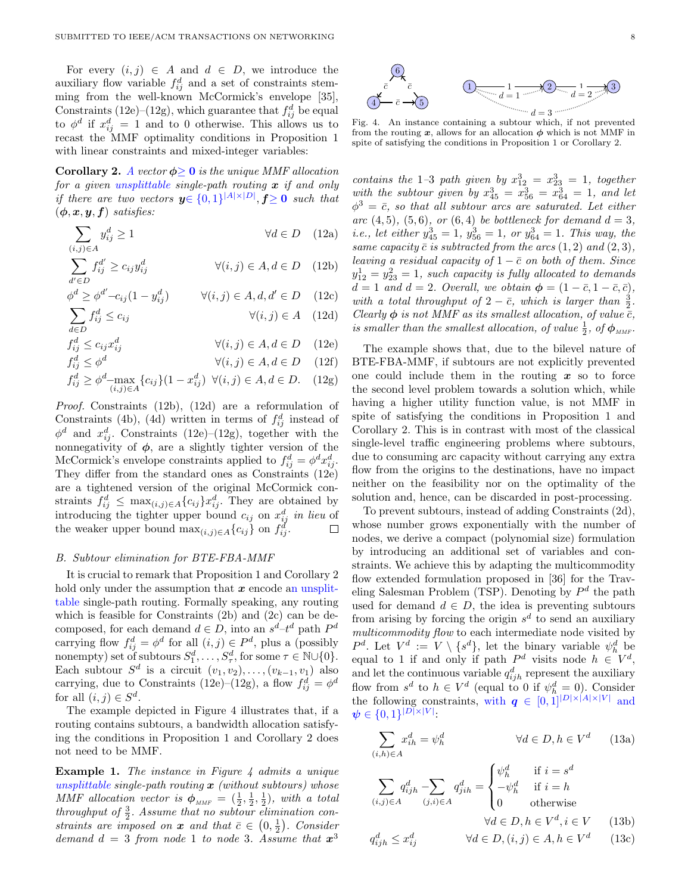For every $(i,j) \in A$ and $d \in D$, we introduce the auxiliary flow variable $f^d_{ij}$ and a set of constraints stemming from the well-known McCormick's envelope [35], Constraints (12e)–(12g), which guarantee that $f^d_{ij}$ be equal to $\phi^d$ if $x^d_{ij} = 1$ and to 0 otherwise. This allows us to recast the MMF optimality conditions in Proposition 1 with linear constraints and mixed-integer variables:

**Corollary 2.** *A vector $\boldsymbol{\phi} \geq \mathbf{0}$ is the unique MMF allocation for a given unsplittable single-path routing $\boldsymbol{x}$ if and only if there are two vectors $\boldsymbol{y} \in \{0,1\}^{|A|\times|D|}, \boldsymbol{f} \geq \mathbf{0}$ such that $(\boldsymbol{\phi}, \boldsymbol{x}, \boldsymbol{y}, \boldsymbol{f})$ satisfies:*

$$\sum_{(i,j)\in A} y^d_{ij} \geq 1 \qquad \forall d \in D \qquad (12a)$$

$$\sum_{d' \in D} f^{d'}_{ij} \geq c_{ij} y^d_{ij} \qquad \forall (i,j) \in A, d \in D \qquad (12b)$$

$$\phi^d \geq \phi^{d'} - c_{ij}(1 - y^d_{ij}) \qquad \forall (i,j) \in A, d, d' \in D \qquad (12c)$$

$$\sum_{d \in D} f^d_{ij} \leq c_{ij} \qquad \forall (i,j) \in A \qquad (12d)$$

$$f^d_{ij} \leq c_{ij} x^d_{ij} \qquad \forall (i,j) \in A, d \in D \qquad (12e)$$

$$f^d_{ij} \leq \phi^d \qquad \forall (i,j) \in A, d \in D \qquad (12f)$$

$$f^d_{ij} \geq \phi^d - \max_{(i,j)\in A}\{c_{ij}\}(1 - x^d_{ij}) \quad \forall (i,j) \in A, d \in D. \qquad (12g)$$

*Proof.* Constraints (12b), (12d) are a reformulation of Constraints (4b), (4d) written in terms of $f^d_{ij}$ instead of $\phi^d$ and $x^d_{ij}$. Constraints (12e)–(12g), together with the nonnegativity of $\boldsymbol{\phi}$, are a slightly tighter version of the McCormick's envelope constraints applied to $f^d_{ij} = \phi^d x^d_{ij}$. They differ from the standard ones as Constraints (12e) are a tightened version of the original McCormick constraints $f^d_{ij} \leq \max_{(i,j)\in A}\{c_{ij}\} x^d_{ij}$. They are obtained by introducing the tighter upper bound $c_{ij}$ on $x^d_{ij}$ *in lieu* of the weaker upper bound $\max_{(i,j)\in A}\{c_{ij}\}$ on $f^d_{ij}$. □

### B. Subtour elimination for BTE-FBA-MMF

It is crucial to remark that Proposition 1 and Corollary 2 hold only under the assumption that $\boldsymbol{x}$ encode an unsplittable single-path routing. Formally speaking, any routing which is feasible for Constraints (2b) and (2c) can be decomposed, for each demand $d \in D$, into an $s^d$–$t^d$ path $P^d$ carrying flow $f^d_{ij} = \phi^d$ for all $(i,j) \in P^d$, plus a (possibly nonempty) set of subtours $S^d_1, \ldots, S^d_\tau$, for some $\tau \in \mathbb{N} \cup \{0\}$. Each subtour $S^d$ is a circuit $(v_1, v_2), \ldots, (v_{k-1}, v_1)$ also carrying, due to Constraints (12e)–(12g), a flow $f^d_{ij} = \phi^d$ for all $(i,j) \in S^d$.

The example depicted in Figure 4 illustrates that, if a routing contains subtours, a bandwidth allocation satisfying the conditions in Proposition 1 and Corollary 2 does not need to be MMF.

**Example 1.** *The instance in Figure 4 admits a unique unsplittable single-path routing $\boldsymbol{x}$ (without subtours) whose MMF allocation vector is $\boldsymbol{\phi}_{\scriptscriptstyle MMF} = (\frac{1}{2}, \frac{1}{2}, \frac{1}{2})$, with a total throughput of $\frac{3}{2}$. Assume that no subtour elimination constraints are imposed on $\boldsymbol{x}$ and that $\bar{c} \in (0, \frac{1}{2})$. Consider demand $d = 3$ from node 1 to node 3. Assume that $\boldsymbol{x}^3$ contains the 1–3 path given by $x^3_{12} = x^3_{23} = 1$, together with the subtour given by $x^3_{45} = x^3_{56} = x^3_{64} = 1$, and let $\phi^3 = \bar{c}$, so that all subtour arcs are saturated. Let either arc $(4,5)$, $(5,6)$, or $(6,4)$ be bottleneck for demand $d = 3$, i.e., let either $y^3_{45} = 1$, $y^3_{56} = 1$, or $y^3_{64} = 1$. This way, the same capacity $\bar{c}$ is subtracted from the arcs $(1,2)$ and $(2,3)$, leaving a residual capacity of $1 - \bar{c}$ on both of them. Since $y^1_{12} = y^2_{23} = 1$, such capacity is fully allocated to demands $d = 1$ and $d = 2$. Overall, we obtain $\boldsymbol{\phi} = (1 - \bar{c}, 1 - \bar{c}, \bar{c})$, with a total throughput of $2 - \bar{c}$, which is larger than $\frac{3}{2}$. Clearly $\boldsymbol{\phi}$ is not MMF as its smallest allocation, of value $\bar{c}$, is smaller than the smallest allocation, of value $\frac{1}{2}$, of $\boldsymbol{\phi}_{\scriptscriptstyle MMF}$.*

Fig. 4. An instance containing a subtour which, if not prevented from the routing $\boldsymbol{x}$, allows for an allocation $\boldsymbol{\phi}$ which is not MMF in spite of satisfying the conditions in Proposition 1 or Corollary 2.

The example shows that, due to the bilevel nature of BTE-FBA-MMF, if subtours are not explicitly prevented one could include them in the routing $\boldsymbol{x}$ so to force the second level problem towards a solution which, while having a higher utility function value, is not MMF in spite of satisfying the conditions in Proposition 1 and Corollary 2. This is in contrast with most of the classical single-level traffic engineering problems where subtours, due to consuming arc capacity without carrying any extra flow from the origins to the destinations, have no impact neither on the feasibility nor on the optimality of the solution and, hence, can be discarded in post-processing.

To prevent subtours, instead of adding Constraints (2d), whose number grows exponentially with the number of nodes, we derive a compact (polynomial size) formulation by introducing an additional set of variables and constraints. We achieve this by adapting the multicommodity flow extended formulation proposed in [36] for the Traveling Salesman Problem (TSP). Denoting by $P^d$ the path used for demand $d \in D$, the idea is preventing subtours from arising by forcing the origin $s^d$ to send an auxiliary *multicommodity flow* to each intermediate node visited by $P^d$. Let $V^d := V \setminus \{s^d\}$, let the binary variable $\psi^d_h$ be equal to 1 if and only if path $P^d$ visits node $h \in V^d$, and let the continuous variable $q^d_{ijh}$ represent the auxiliary flow from $s^d$ to $h \in V^d$ (equal to 0 if $\psi^d_h = 0$). Consider the following constraints, with $\boldsymbol{q} \in [0,1]^{|D|\times|A|\times|V|}$ and $\boldsymbol{\psi} \in \{0,1\}^{|D|\times|V|}$:

$$\sum_{(i,h)\in A} x^d_{ih} = \psi^d_h \qquad \forall d \in D, h \in V^d \qquad (13a)$$

$$\sum_{(i,j)\in A} q^d_{ijh} - \sum_{(j,i)\in A} q^d_{jih} = \begin{cases} \psi^d_h & \text{if } i = s^d \\ -\psi^d_h & \text{if } i = h \\ 0 & \text{otherwise} \end{cases} \qquad \forall d \in D, h \in V^d, i \in V \qquad (13b)$$

$$q^d_{ijh} \leq x^d_{ij} \qquad \forall d \in D, (i,j) \in A, h \in V^d \qquad (13c)$$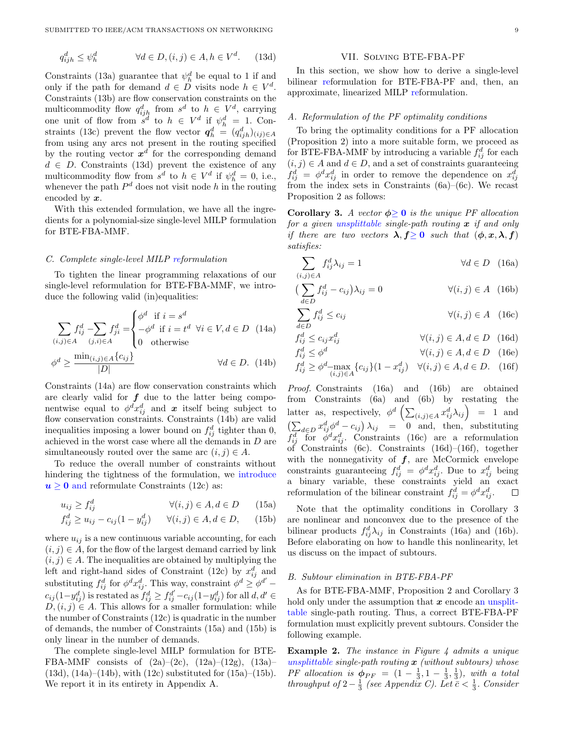$$q_{ijh}^d \leq \psi_h^d \qquad \forall d \in D, (i,j) \in A, h \in V^d. \quad \text{(13d)}$$

Constraints (13a) guarantee that $\psi_h^d$ be equal to 1 if and only if the path for demand $d \in D$ visits node $h \in V^d$. Constraints (13b) are flow conservation constraints on the multicommodity flow $q_{ijh}^d$ from $s^d$ to $h \in V^d$, carrying one unit of flow from $s^d$ to $h \in V^d$ if $\psi_h^d = 1$. Constraints (13c) prevent the flow vector $\boldsymbol{q}_h^d = (q_{ijh}^d)_{(ij) \in A}$ from using any arcs not present in the routing specified by the routing vector $\boldsymbol{x}^d$ for the corresponding demand $d \in D$. Constraints (13d) prevent the existence of any multicommodity flow from $s^d$ to $h \in V^d$ if $\psi_h^d = 0$, i.e., whenever the path $P^d$ does not visit node $h$ in the routing encoded by $\boldsymbol{x}$.

With this extended formulation, we have all the ingredients for a polynomial-size single-level MILP formulation for BTE-FBA-MMF.

### C. Complete single-level MILP reformulation

To tighten the linear programming relaxations of our single-level reformulation for BTE-FBA-MMF, we introduce the following valid (in)equalities:

$$\sum_{(i,j)\in A} f_{ij}^d - \sum_{(j,i)\in A} f_{ji}^d = \begin{cases} \phi^d & \text{if } i = s^d \\ -\phi^d & \text{if } i = t^d \\ 0 & \text{otherwise} \end{cases} \forall i \in V, d \in D \quad \text{(14a)}$$

$$\phi^d \geq \frac{\min_{(i,j)\in A}\{c_{ij}\}}{|D|} \qquad \forall d \in D. \quad \text{(14b)}$$

Constraints (14a) are flow conservation constraints which are clearly valid for $\boldsymbol{f}$ due to the latter being componentwise equal to $\phi^d x_{ij}^d$ and $\boldsymbol{x}$ itself being subject to flow conservation constraints. Constraints (14b) are valid inequalities imposing a lower bound on $f_{ij}^d$ tighter than 0, achieved in the worst case where all the demands in $D$ are simultaneously routed over the same arc $(i,j) \in A$.

To reduce the overall number of constraints without hindering the tightness of the formulation, we introduce $\boldsymbol{u} \geq \boldsymbol{0}$ and reformulate Constraints (12c) as:

$$u_{ij} \geq f_{ij}^d \qquad \forall (i,j) \in A, d \in D \quad \text{(15a)}$$

$$f_{ij}^d \geq u_{ij} - c_{ij}(1 - y_{ij}^d) \qquad \forall (i,j) \in A, d \in D, \quad \text{(15b)}$$

where $u_{ij}$ is a new continuous variable accounting, for each $(i,j) \in A$, for the flow of the largest demand carried by link $(i,j) \in A$. The inequalities are obtained by multiplying the left and right-hand sides of Constraint (12c) by $x_{ij}^d$ and substituting $f_{ij}^d$ for $\phi^d x_{ij}^d$. This way, constraint $\phi^d \geq \phi^{d'} - c_{ij}(1-y_{ij}^d)$ is restated as $f_{ij}^d \geq f_{ij}^{d'} - c_{ij}(1-y_{ij}^d)$ for all $d, d' \in D, (i,j) \in A$. This allows for a smaller formulation: while the number of Constraints (12c) is quadratic in the number of demands, the number of Constraints (15a) and (15b) is only linear in the number of demands.

The complete single-level MILP formulation for BTE-FBA-MMF consists of (2a)–(2c), (12a)–(12g), (13a)–(13d), (14a)–(14b), with (12c) substituted for (15a)–(15b). We report it in its entirety in Appendix A.

## VII. Solving BTE-FBA-PF

In this section, we show how to derive a single-level bilinear reformulation for BTE-FBA-PF and, then, an approximate, linearized MILP reformulation.

### A. Reformulation of the PF optimality conditions

To bring the optimality conditions for a PF allocation (Proposition 2) into a more suitable form, we proceed as for BTE-FBA-MMF by introducing a variable $f_{ij}^d$ for each $(i,j) \in A$ and $d \in D$, and a set of constraints guaranteeing $f_{ij}^d = \phi^d x_{ij}^d$ in order to remove the dependence on $x_{ij}^d$ from the index sets in Constraints (6a)–(6c). We recast Proposition 2 as follows:

**Corollary 3.** *A vector $\boldsymbol{\phi} \geq \boldsymbol{0}$ is the unique PF allocation for a given unsplittable single-path routing $\boldsymbol{x}$ if and only if there are two vectors $\boldsymbol{\lambda}, \boldsymbol{f} \geq \boldsymbol{0}$ such that $(\boldsymbol{\phi}, \boldsymbol{x}, \boldsymbol{\lambda}, \boldsymbol{f})$ satisfies:*

$$\sum_{(i,j)\in A} f_{ij}^d \lambda_{ij} = 1 \qquad \forall d \in D \quad \text{(16a)}$$

$$\Big(\sum_{d\in D} f_{ij}^d - c_{ij}\Big)\lambda_{ij} = 0 \qquad \forall (i,j) \in A \quad \text{(16b)}$$

$$\sum_{d\in D} f_{ij}^d \leq c_{ij} \qquad \forall (i,j) \in A \quad \text{(16c)}$$

$$f_{ij}^d \leq c_{ij} x_{ij}^d \qquad \forall (i,j) \in A, d \in D \quad \text{(16d)}$$

$$f_{ij}^d \leq \phi^d \qquad \forall (i,j) \in A, d \in D \quad \text{(16e)}$$

$$f_{ij}^d \geq \phi^d - \max_{(i,j)\in A}\{c_{ij}\}(1 - x_{ij}^d) \quad \forall (i,j) \in A, d \in D. \quad \text{(16f)}$$

*Proof.* Constraints (16a) and (16b) are obtained from Constraints (6a) and (6b) by restating the latter as, respectively, $\phi^d \left(\sum_{(i,j)\in A} x_{ij}^d \lambda_{ij}\right) = 1$ and $\left(\sum_{d\in D} x_{ij}^d \phi^d - c_{ij}\right)\lambda_{ij} = 0$ and, then, substituting $f_{ij}^d$ for $\phi^d x_{ij}^d$. Constraints (16c) are a reformulation of Constraints (6c). Constraints (16d)–(16f), together with the nonnegativity of $\boldsymbol{f}$, are McCormick envelope constraints guaranteeing $f_{ij}^d = \phi^d x_{ij}^d$. Due to $x_{ij}^d$ being a binary variable, these constraints yield an exact reformulation of the bilinear constraint $f_{ij}^d = \phi^d x_{ij}^d$. □

Note that the optimality conditions in Corollary 3 are nonlinear and nonconvex due to the presence of the bilinear products $f_{ij}^d \lambda_{ij}$ in Constraints (16a) and (16b). Before elaborating on how to handle this nonlinearity, let us discuss on the impact of subtours.

### B. Subtour elimination in BTE-FBA-PF

As for BTE-FBA-MMF, Proposition 2 and Corollary 3 hold only under the assumption that $\boldsymbol{x}$ encode an unsplittable single-path routing. Thus, a correct BTE-FBA-PF formulation must explicitly prevent subtours. Consider the following example.

**Example 2.** *The instance in Figure 4 admits a unique unsplittable single-path routing $\boldsymbol{x}$ (without subtours) whose PF allocation is $\boldsymbol{\phi}_{PF} = (1 - \frac{1}{3}, 1 - \frac{1}{3}, \frac{1}{3})$, with a total throughput of $2 - \frac{1}{3}$ (see Appendix C). Let $\bar{c} < \frac{1}{3}$. Consider*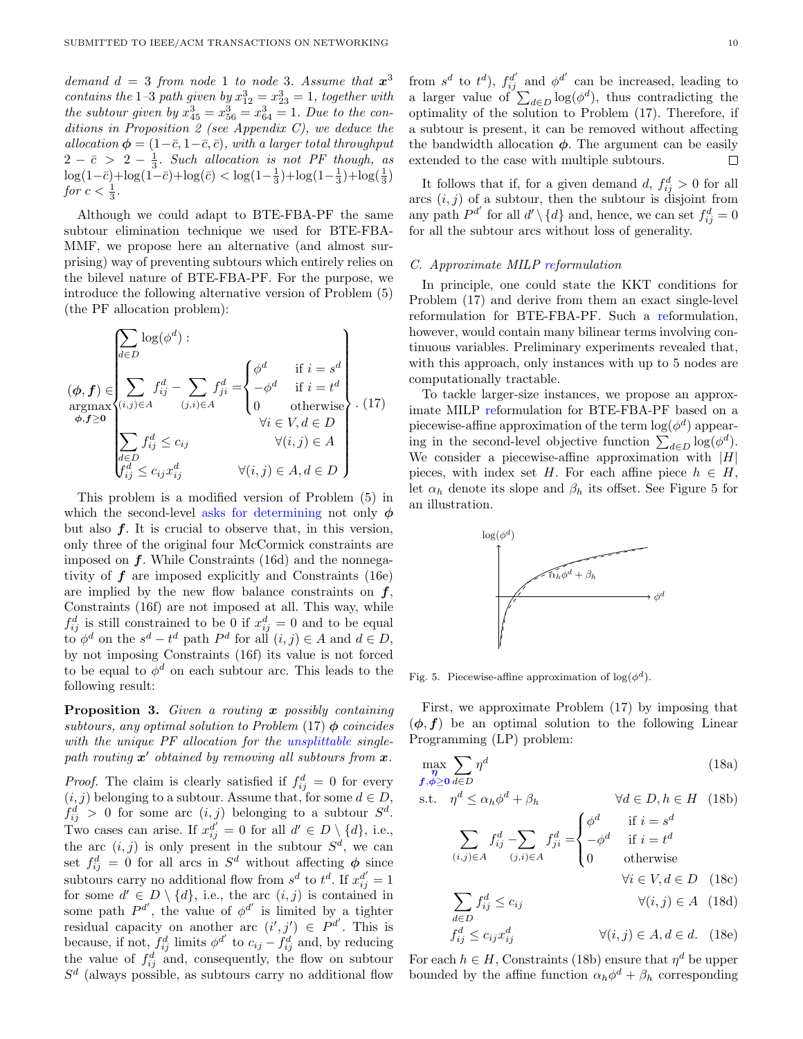*demand $d = 3$ from node 1 to node 3. Assume that $\boldsymbol{x}^3$ contains the 1–3 path given by $x^3_{12} = x^3_{23} = 1$, together with the subtour given by $x^3_{45} = x^3_{56} = x^3_{64} = 1$. Due to the conditions in Proposition 2 (see Appendix C), we deduce the allocation $\boldsymbol{\phi} = (1-\bar{c}, 1-\bar{c}, \bar{c})$, with a larger total throughput $2 - \bar{c} > 2 - \frac{1}{3}$. Such allocation is not PF though, as $\log(1-\bar{c})+\log(1-\bar{c})+\log(\bar{c}) < \log(1-\frac{1}{3})+\log(1-\frac{1}{3})+\log(\frac{1}{3})$ for $c < \frac{1}{3}$.*

Although we could adapt to BTE-FBA-PF the same subtour elimination technique we used for BTE-FBA-MMF, we propose here an alternative (and almost surprising) way of preventing subtours which entirely relies on the bilevel nature of BTE-FBA-PF. For the purpose, we introduce the following alternative version of Problem (5) (the PF allocation problem):

$$
(\boldsymbol{\phi}, \boldsymbol{f}) \in \underset{\boldsymbol{\phi}, \boldsymbol{f} \geq \boldsymbol{0}}{\operatorname{argmax}} \left\{ \begin{array}{l} \displaystyle\sum_{d \in D} \log(\phi^d) : \\ \displaystyle\sum_{(i,j) \in A} f^d_{ij} - \sum_{(j,i) \in A} f^d_{ji} = \begin{cases} \phi^d & \text{if } i = s^d \\ -\phi^d & \text{if } i = t^d \\ 0 & \text{otherwise} \end{cases} \\ \hfill \forall i \in V, d \in D \\ \displaystyle\sum_{d \in D} f^d_{ij} \leq c_{ij} \hfill \forall (i,j) \in A \\ f^d_{ij} \leq c_{ij} x^d_{ij} \hfill \forall (i,j) \in A, d \in D \end{array} \right\}. \quad (17)
$$

This problem is a modified version of Problem (5) in which the second-level asks for determining not only $\boldsymbol{\phi}$ but also $\boldsymbol{f}$. It is crucial to observe that, in this version, only three of the original four McCormick constraints are imposed on $\boldsymbol{f}$. While Constraints (16d) and the nonnegativity of $\boldsymbol{f}$ are imposed explicitly and Constraints (16e) are implied by the new flow balance constraints on $\boldsymbol{f}$, Constraints (16f) are not imposed at all. This way, while $f^d_{ij}$ is still constrained to be 0 if $x^d_{ij} = 0$ and to be equal to $\phi^d$ on the $s^d - t^d$ path $P^d$ for all $(i,j) \in A$ and $d \in D$, by not imposing Constraints (16f) its value is not forced to be equal to $\phi^d$ on each subtour arc. This leads to the following result:

**Proposition 3.** *Given a routing $\boldsymbol{x}$ possibly containing subtours, any optimal solution to Problem* (17) *$\boldsymbol{\phi}$ coincides with the unique PF allocation for the unsplittable single-path routing $\boldsymbol{x}'$ obtained by removing all subtours from $\boldsymbol{x}$.*

*Proof.* The claim is clearly satisfied if $f^d_{ij} = 0$ for every $(i,j)$ belonging to a subtour. Assume that, for some $d \in D$, $f^d_{ij} > 0$ for some arc $(i,j)$ belonging to a subtour $S^d$. Two cases can arise. If $x^{d'}_{ij} = 0$ for all $d' \in D \setminus \{d\}$, i.e., the arc $(i,j)$ is only present in the subtour $S^d$, we can set $f^d_{ij} = 0$ for all arcs in $S^d$ without affecting $\boldsymbol{\phi}$ since subtours carry no additional flow from $s^d$ to $t^d$. If $x^{d'}_{ij} = 1$ for some $d' \in D \setminus \{d\}$, i.e., the arc $(i,j)$ is contained in some path $P^{d'}$, the value of $\phi^{d'}$ is limited by a tighter residual capacity on another arc $(i',j') \in P^{d'}$. This is because, if not, $f^d_{ij}$ limits $\phi^{d'}$ to $c_{ij} - f^d_{ij}$ and, by reducing the value of $f^d_{ij}$ and, consequently, the flow on subtour $S^d$ (always possible, as subtours carry no additional flow from $s^d$ to $t^d$), $f^{d'}_{ij}$ and $\phi^{d'}$ can be increased, leading to a larger value of $\sum_{d \in D} \log(\phi^d)$, thus contradicting the optimality of the solution to Problem (17). Therefore, if a subtour is present, it can be removed without affecting the bandwidth allocation $\boldsymbol{\phi}$. The argument can be easily extended to the case with multiple subtours. □

It follows that if, for a given demand $d$, $f^d_{ij} > 0$ for all arcs $(i,j)$ of a subtour, then the subtour is disjoint from any path $P^{d'}$ for all $d' \setminus \{d\}$ and, hence, we can set $f^d_{ij} = 0$ for all the subtour arcs without loss of generality.

### C. Approximate MILP reformulation

In principle, one could state the KKT conditions for Problem (17) and derive from them an exact single-level reformulation for BTE-FBA-PF. Such a reformulation, however, would contain many bilinear terms involving continuous variables. Preliminary experiments revealed that, with this approach, only instances with up to 5 nodes are computationally tractable.

To tackle larger-size instances, we propose an approximate MILP reformulation for BTE-FBA-PF based on a piecewise-affine approximation of the term $\log(\phi^d)$ appearing in the second-level objective function $\sum_{d \in D} \log(\phi^d)$. We consider a piecewise-affine approximation with $|H|$ pieces, with index set $H$. For each affine piece $h \in H$, let $\alpha_h$ denote its slope and $\beta_h$ its offset. See Figure 5 for an illustration.

Fig. 5. Piecewise-affine approximation of $\log(\phi^d)$.

First, we approximate Problem (17) by imposing that $(\boldsymbol{\phi}, \boldsymbol{f})$ be an optimal solution to the following Linear Programming (LP) problem:

$$
\max_{\boldsymbol{f}, \boldsymbol{\phi} \geq \boldsymbol{0}} \sum_{d \in D} \eta^d \quad (18a)
$$

$$
\text{s.t.} \quad \eta^d \leq \alpha_h \phi^d + \beta_h \qquad \forall d \in D, h \in H \quad (18b)
$$

$$
\sum_{(i,j) \in A} f^d_{ij} - \sum_{(j,i) \in A} f^d_{ji} = \begin{cases} \phi^d & \text{if } i = s^d \\ -\phi^d & \text{if } i = t^d \\ 0 & \text{otherwise} \end{cases} \qquad \forall i \in V, d \in D \quad (18c)
$$

$$
\sum_{d \in D} f^d_{ij} \leq c_{ij} \qquad \forall (i,j) \in A \quad (18d)
$$

$$
f^d_{ij} \leq c_{ij} x^d_{ij} \qquad \forall (i,j) \in A, d \in d. \quad (18e)
$$

For each $h \in H$, Constraints (18b) ensure that $\eta^d$ be upper bounded by the affine function $\alpha_h \phi^d + \beta_h$ corresponding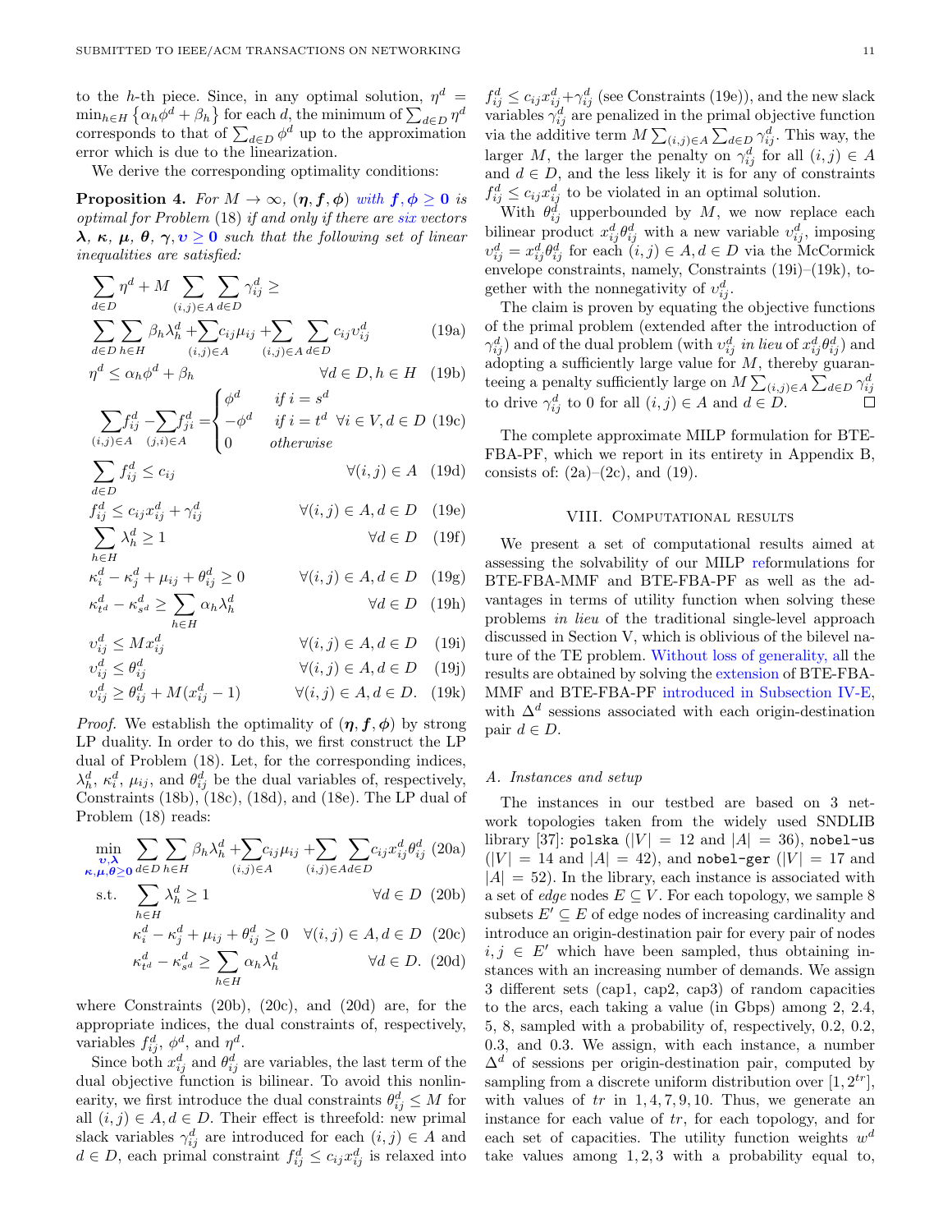to the $h$-th piece. Since, in any optimal solution, $\eta^d = \min_{h \in H} \{\alpha_h \phi^d + \beta_h\}$ for each $d$, the minimum of $\sum_{d \in D} \eta^d$ corresponds to that of $\sum_{d \in D} \phi^d$ up to the approximation error which is due to the linearization.

We derive the corresponding optimality conditions:

**Proposition 4.** *For $M \to \infty$, $(\boldsymbol{\eta}, \boldsymbol{f}, \boldsymbol{\phi})$ with $\boldsymbol{f}, \boldsymbol{\phi} \geq \boldsymbol{0}$ is optimal for Problem* (18) *if and only if there are six vectors $\boldsymbol{\lambda}$, $\boldsymbol{\kappa}$, $\boldsymbol{\mu}$, $\boldsymbol{\theta}$, $\boldsymbol{\gamma}, \boldsymbol{\upsilon} \geq \boldsymbol{0}$ such that the following set of linear inequalities are satisfied:*

$$
\sum_{d \in D} \eta^d + M \sum_{(i,j) \in A} \sum_{d \in D} \gamma_{ij}^d \geq \sum_{d \in D} \sum_{h \in H} \beta_h \lambda_h^d + \sum_{(i,j) \in A} c_{ij} \mu_{ij} + \sum_{(i,j) \in A} \sum_{d \in D} c_{ij} \upsilon_{ij}^d \quad (19a)
$$

$$
\eta^d \leq \alpha_h \phi^d + \beta_h \qquad \forall d \in D, h \in H \quad (19b)
$$

$$
\sum_{(i,j) \in A} f_{ij}^d - \sum_{(j,i) \in A} f_{ji}^d = \begin{cases} \phi^d & \text{if } i = s^d \\ -\phi^d & \text{if } i = t^d \\ 0 & \text{otherwise} \end{cases} \quad \forall i \in V, d \in D \quad (19c)
$$

$$
\sum_{d \in D} f_{ij}^d \leq c_{ij} \qquad \forall (i,j) \in A \quad (19d)
$$

$$
f_{ij}^d \leq c_{ij} x_{ij}^d + \gamma_{ij}^d \qquad \forall (i,j) \in A, d \in D \quad (19e)
$$

$$
\sum_{h \in H} \lambda_h^d \geq 1 \qquad \forall d \in D \quad (19f)
$$

$$
\kappa_i^d - \kappa_j^d + \mu_{ij} + \theta_{ij}^d \geq 0 \qquad \forall (i,j) \in A, d \in D \quad (19g)
$$

$$
\kappa_{t^d}^d - \kappa_{s^d}^d \geq \sum_{h \in H} \alpha_h \lambda_h^d \qquad \forall d \in D \quad (19h)
$$

$$
\upsilon_{ij}^d \leq M x_{ij}^d \qquad \forall (i,j) \in A, d \in D \quad (19i)
$$

$$
\upsilon_{ij}^d \leq \theta_{ij}^d \qquad \forall (i,j) \in A, d \in D \quad (19j)
$$

$$
\upsilon_{ij}^d \geq \theta_{ij}^d + M(x_{ij}^d - 1) \qquad \forall (i,j) \in A, d \in D. \quad (19k)
$$

*Proof.* We establish the optimality of $(\boldsymbol{\eta}, \boldsymbol{f}, \boldsymbol{\phi})$ by strong LP duality. In order to do this, we first construct the LP dual of Problem (18). Let, for the corresponding indices, $\lambda_h^d$, $\kappa_i^d$, $\mu_{ij}$, and $\theta_{ij}^d$ be the dual variables of, respectively, Constraints (18b), (18c), (18d), and (18e). The LP dual of Problem (18) reads:

$$
\min_{\substack{\boldsymbol{\upsilon}, \boldsymbol{\lambda} \\ \boldsymbol{\kappa}, \boldsymbol{\mu}, \boldsymbol{\theta} \geq \boldsymbol{0}}} \sum_{d \in D} \sum_{h \in H} \beta_h \lambda_h^d + \sum_{(i,j) \in A} c_{ij} \mu_{ij} + \sum_{(i,j) \in A} \sum_{d \in D} c_{ij} x_{ij}^d \theta_{ij}^d \quad (20a)
$$

$$
\text{s.t.} \quad \sum_{h \in H} \lambda_h^d \geq 1 \qquad \forall d \in D \quad (20b)
$$

$$
\kappa_i^d - \kappa_j^d + \mu_{ij} + \theta_{ij}^d \geq 0 \quad \forall (i,j) \in A, d \in D \quad (20c)
$$

$$
\kappa_{t^d}^d - \kappa_{s^d}^d \geq \sum_{h \in H} \alpha_h \lambda_h^d \qquad \forall d \in D. \quad (20d)
$$

where Constraints (20b), (20c), and (20d) are, for the appropriate indices, the dual constraints of, respectively, variables $f_{ij}^d$, $\phi^d$, and $\eta^d$.

Since both $x_{ij}^d$ and $\theta_{ij}^d$ are variables, the last term of the dual objective function is bilinear. To avoid this nonlinearity, we first introduce the dual constraints $\theta_{ij}^d \leq M$ for all $(i,j) \in A, d \in D$. Their effect is threefold: new primal slack variables $\gamma_{ij}^d$ are introduced for each $(i,j) \in A$ and $d \in D$, each primal constraint $f_{ij}^d \leq c_{ij} x_{ij}^d$ is relaxed into $f_{ij}^d \leq c_{ij} x_{ij}^d + \gamma_{ij}^d$ (see Constraints (19e)), and the new slack variables $\gamma_{ij}^d$ are penalized in the primal objective function via the additive term $M \sum_{(i,j) \in A} \sum_{d \in D} \gamma_{ij}^d$. This way, the larger $M$, the larger the penalty on $\gamma_{ij}^d$ for all $(i,j) \in A$ and $d \in D$, and the less likely it is for any of constraints $f_{ij}^d \leq c_{ij} x_{ij}^d$ to be violated in an optimal solution.

With $\theta_{ij}^d$ upperbounded by $M$, we now replace each bilinear product $x_{ij}^d \theta_{ij}^d$ with a new variable $\upsilon_{ij}^d$, imposing $\upsilon_{ij}^d = x_{ij}^d \theta_{ij}^d$ for each $(i,j) \in A, d \in D$ via the McCormick envelope constraints, namely, Constraints (19i)–(19k), together with the nonnegativity of $\upsilon_{ij}^d$.

The claim is proven by equating the objective functions of the primal problem (extended after the introduction of $\gamma_{ij}^d$) and of the dual problem (with $\upsilon_{ij}^d$ *in lieu* of $x_{ij}^d \theta_{ij}^d$) and adopting a sufficiently large value for $M$, thereby guaranteeing a penalty sufficiently large on $M \sum_{(i,j) \in A} \sum_{d \in D} \gamma_{ij}^d$ to drive $\gamma_{ij}^d$ to 0 for all $(i,j) \in A$ and $d \in D$. ∎

The complete approximate MILP formulation for BTE-FBA-PF, which we report in its entirety in Appendix B, consists of: (2a)–(2c), and (19).

## VIII. Computational results

We present a set of computational results aimed at assessing the solvability of our MILP reformulations for BTE-FBA-MMF and BTE-FBA-PF as well as the advantages in terms of utility function when solving these problems *in lieu* of the traditional single-level approach discussed in Section V, which is oblivious of the bilevel nature of the TE problem. Without loss of generality, all the results are obtained by solving the extension of BTE-FBA-MMF and BTE-FBA-PF introduced in Subsection IV-E, with $\Delta^d$ sessions associated with each origin-destination pair $d \in D$.

### A. Instances and setup

The instances in our testbed are based on 3 network topologies taken from the widely used SNDLIB library [37]: `polska` ($|V| = 12$ and $|A| = 36$), `nobel-us` ($|V| = 14$ and $|A| = 42$), and `nobel-ger` ($|V| = 17$ and $|A| = 52$). In the library, each instance is associated with a set of *edge* nodes $E \subseteq V$. For each topology, we sample 8 subsets $E' \subseteq E$ of edge nodes of increasing cardinality and introduce an origin-destination pair for every pair of nodes $i, j \in E'$ which have been sampled, thus obtaining instances with an increasing number of demands. We assign 3 different sets (cap1, cap2, cap3) of random capacities to the arcs, each taking a value (in Gbps) among 2, 2.4, 5, 8, sampled with a probability of, respectively, 0.2, 0.2, 0.3, and 0.3. We assign, with each instance, a number $\Delta^d$ of sessions per origin-destination pair, computed by sampling from a discrete uniform distribution over $[1, 2^{tr}]$, with values of $tr$ in $1, 4, 7, 9, 10$. Thus, we generate an instance for each value of $tr$, for each topology, and for each set of capacities. The utility function weights $w^d$ take values among $1, 2, 3$ with a probability equal to,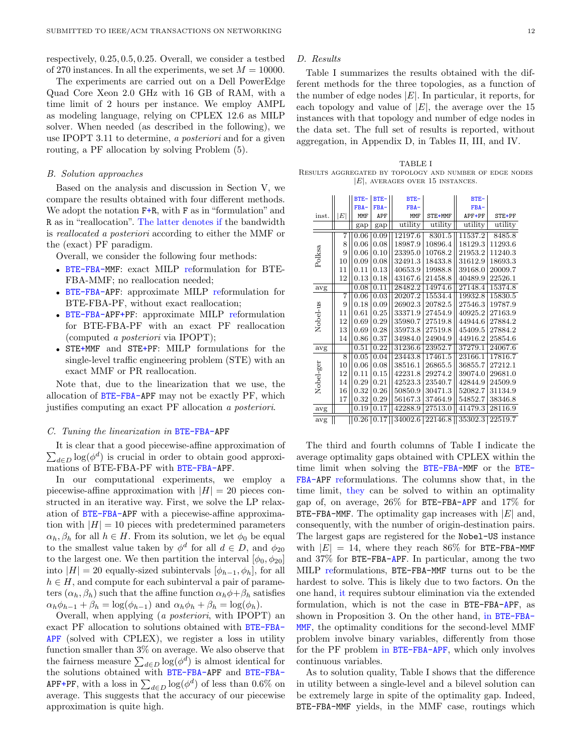respectively, 0.25, 0.5, 0.25. Overall, we consider a testbed of 270 instances. In all the experiments, we set $M = 10000$.

The experiments are carried out on a Dell PowerEdge Quad Core Xeon 2.0 GHz with 16 GB of RAM, with a time limit of 2 hours per instance. We employ AMPL as modeling language, relying on CPLEX 12.6 as MILP solver. When needed (as described in the following), we use IPOPT 3.11 to determine, *a posteriori* and for a given routing, a PF allocation by solving Problem (5).

### B. Solution approaches

Based on the analysis and discussion in Section V, we compare the results obtained with four different methods. We adopt the notation `F+R`, with `F` as in "formulation" and `R` as in "reallocation". The latter denotes if the bandwidth is *reallocated a posteriori* according to either the MMF or the (exact) PF paradigm.

Overall, we consider the following four methods:

- `BTE-FBA-MMF`: exact MILP reformulation for BTE-FBA-MMF; no reallocation needed;
- `BTE-FBA-APF`: approximate MILP reformulation for BTE-FBA-PF, without exact reallocation;
- `BTE-FBA-APF+PF`: approximate MILP reformulation for BTE-FBA-PF with an exact PF reallocation (computed *a posteriori* via IPOPT);
- `STE+MMF` and `STE+PF`: MILP formulations for the single-level traffic engineering problem (STE) with an exact MMF or PR reallocation.

Note that, due to the linearization that we use, the allocation of `BTE-FBA-APF` may not be exactly PF, which justifies computing an exact PF allocation *a posteriori*.

### C. Tuning the linearization in `BTE-FBA-APF`

It is clear that a good piecewise-affine approximation of $\sum_{d \in D} \log(\phi^d)$ is crucial in order to obtain good approximations of BTE-FBA-PF with `BTE-FBA-APF`.

In our computational experiments, we employ a piecewise-affine approximation with $|H| = 20$ pieces constructed in an iterative way. First, we solve the LP relaxation of `BTE-FBA-APF` with a piecewise-affine approximation with $|H| = 10$ pieces with predetermined parameters $\alpha_h, \beta_h$ for all $h \in H$. From its solution, we let $\phi_0$ be equal to the smallest value taken by $\phi^d$ for all $d \in D$, and $\phi_{20}$ to the largest one. We then partition the interval $[\phi_0, \phi_{20}]$ into $|H| = 20$ equally-sized subintervals $[\phi_{h-1}, \phi_h]$, for all $h \in H$, and compute for each subinterval a pair of parameters $(\alpha_h, \beta_h)$ such that the affine function $\alpha_h \phi + \beta_h$ satisfies $\alpha_h \phi_{h-1} + \beta_h = \log(\phi_{h-1})$ and $\alpha_h \phi_h + \beta_h = \log(\phi_h)$.

Overall, when applying (*a posteriori*, with IPOPT) an exact PF allocation to solutions obtained with `BTE-FBA-APF` (solved with CPLEX), we register a loss in utility function smaller than 3% on average. We also observe that the fairness measure $\sum_{d \in D} \log(\phi^d)$ is almost identical for the solutions obtained with `BTE-FBA-APF` and `BTE-FBA-APF+PF`, with a loss in $\sum_{d \in D} \log(\phi^d)$ of less than 0.6% on average. This suggests that the accuracy of our piecewise approximation is quite high.

### D. Results

Table I summarizes the results obtained with the different methods for the three topologies, as a function of the number of edge nodes $|E|$. In particular, it reports, for each topology and value of $|E|$, the average over the 15 instances with that topology and number of edge nodes in the data set. The full set of results is reported, without aggregation, in Appendix D, in Tables II, III, and IV.

TABLE I
RESULTS AGGREGATED BY TOPOLOGY AND NUMBER OF EDGE NODES $|E|$, AVERAGES OVER 15 INSTANCES.

| inst. | $\|E\|$ | BTE-FBA-MMF gap | BTE-FBA-APF gap | BTE-FBA-MMF utility | STE+MMF utility | BTE-FBA-APF+PF utility | STE+PF utility |
|---|---|---|---|---|---|---|---|
| Polksa | 7 | 0.06 | 0.09 | 12197.6 | 8301.5 | 11537.2 | 8485.8 |
| | 8 | 0.06 | 0.08 | 18987.9 | 10896.4 | 18129.3 | 11293.6 |
| | 9 | 0.06 | 0.10 | 23395.0 | 10768.2 | 21953.2 | 11240.3 |
| | 10 | 0.09 | 0.08 | 32491.3 | 18433.8 | 31612.9 | 18693.3 |
| | 11 | 0.11 | 0.13 | 40653.9 | 19988.8 | 39168.0 | 20009.7 |
| | 12 | 0.13 | 0.18 | 43167.6 | 21458.8 | 40489.9 | 22526.1 |
| avg | | 0.08 | 0.11 | 28482.2 | 14974.6 | 27148.4 | 15374.8 |
| Nobel-us | 7 | 0.06 | 0.03 | 20207.2 | 15534.4 | 19932.8 | 15830.5 |
| | 9 | 0.18 | 0.09 | 26902.3 | 20782.5 | 27546.3 | 19787.9 |
| | 11 | 0.61 | 0.25 | 33371.9 | 27454.9 | 40925.2 | 27163.9 |
| | 12 | 0.69 | 0.29 | 35980.7 | 27519.8 | 44944.6 | 27884.2 |
| | 13 | 0.69 | 0.28 | 35973.8 | 27519.8 | 45409.5 | 27884.2 |
| | 14 | 0.86 | 0.37 | 34984.0 | 24904.9 | 44916.2 | 25854.6 |
| avg | | 0.51 | 0.22 | 31236.6 | 23952.7 | 37279.1 | 24067.6 |
| Nobel-ger | 8 | 0.05 | 0.04 | 23443.8 | 17461.5 | 23166.1 | 17816.7 |
| | 10 | 0.06 | 0.08 | 38516.1 | 26865.5 | 36855.7 | 27212.1 |
| | 12 | 0.11 | 0.15 | 42231.8 | 29274.2 | 39074.0 | 29681.0 |
| | 14 | 0.29 | 0.21 | 42523.3 | 23540.7 | 42844.9 | 24509.9 |
| | 16 | 0.32 | 0.26 | 50850.9 | 30471.3 | 52082.7 | 31134.9 |
| | 17 | 0.32 | 0.29 | 56167.3 | 37464.9 | 54852.7 | 38346.8 |
| avg | | 0.19 | 0.17 | 42288.9 | 27513.0 | 41479.3 | 28116.9 |
| avg | | 0.26 | 0.17 | 34002.6 | 22146.8 | 35302.3 | 22519.7 |

The third and fourth columns of Table I indicate the average optimality gaps obtained with CPLEX within the time limit when solving the `BTE-FBA-MMF` or the `BTE-FBA-APF` reformulations. The columns show that, in the time limit, they can be solved to within an optimality gap of, on average, 26% for `BTE-FBA-APF` and 17% for `BTE-FBA-MMF`. The optimality gap increases with $|E|$ and, consequently, with the number of origin-destination pairs. The largest gaps are registered for the `Nobel-US` instance with $|E| = 14$, where they reach 86% for `BTE-FBA-MMF` and 37% for `BTE-FBA-APF`. In particular, among the two MILP reformulations, `BTE-FBA-MMF` turns out to be the hardest to solve. This is likely due to two factors. On the one hand, it requires subtour elimination via the extended formulation, which is not the case in `BTE-FBA-APF`, as shown in Proposition 3. On the other hand, in `BTE-FBA-MMF`, the optimality conditions for the second-level MMF problem involve binary variables, differently from those for the PF problem in `BTE-FBA-APF`, which only involves continuous variables.

As to solution quality, Table I shows that the difference in utility between a single-level and a bilevel solution can be extremely large in spite of the optimality gap. Indeed, `BTE-FBA-MMF` yields, in the MMF case, routings which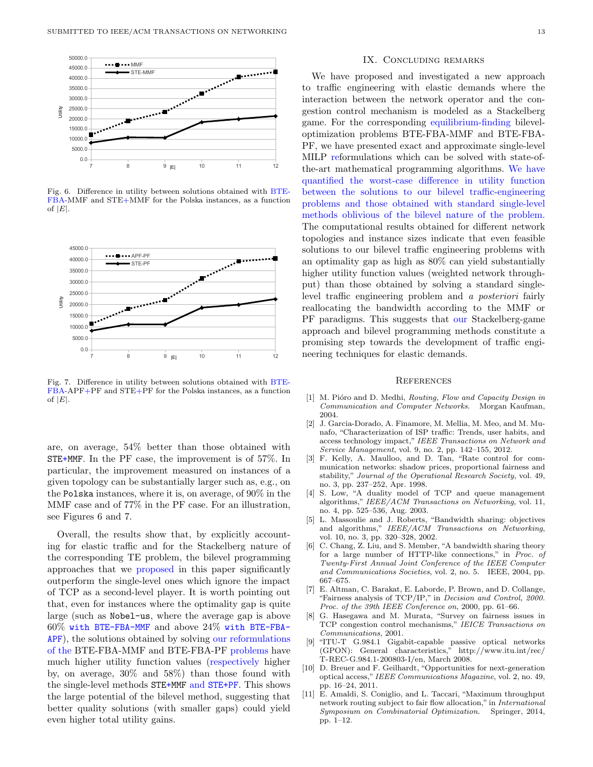Fig. 6. Difference in utility between solutions obtained with BTE-FBA-MMF and STE+MMF for the Polska instances, as a function of $|E|$.

Fig. 7. Difference in utility between solutions obtained with BTE-FBA-APF+PF and STE+PF for the Polska instances, as a function of $|E|$.

are, on average, 54% better than those obtained with `STE+MMF`. In the PF case, the improvement is of 57%. In particular, the improvement measured on instances of a given topology can be substantially larger such as, e.g., on the `Polska` instances, where it is, on average, of 90% in the MMF case and of 77% in the PF case. For an illustration, see Figures 6 and 7.

Overall, the results show that, by explicitly accounting for elastic traffic and for the Stackelberg nature of the corresponding TE problem, the bilevel programming approaches that we proposed in this paper significantly outperform the single-level ones which ignore the impact of TCP as a second-level player. It is worth pointing out that, even for instances where the optimality gap is quite large (such as `Nobel-us`, where the average gap is above 60% `with BTE-FBA-MMF` and above 24% `with BTE-FBA-APF`), the solutions obtained by solving our reformulations of the BTE-FBA-MMF and BTE-FBA-PF problems have much higher utility function values (respectively higher by, on average, 30% and 58%) than those found with the single-level methods `STE+MMF` and `STE+PF`. This shows the large potential of the bilevel method, suggesting that better quality solutions (with smaller gaps) could yield even higher total utility gains.

## IX. Concluding remarks

We have proposed and investigated a new approach to traffic engineering with elastic demands where the interaction between the network operator and the congestion control mechanism is modeled as a Stackelberg game. For the corresponding equilibrium-finding bilevel-optimization problems BTE-FBA-MMF and BTE-FBA-PF, we have presented exact and approximate single-level MILP reformulations which can be solved with state-of-the-art mathematical programming algorithms. We have quantified the worst-case difference in utility function between the solutions to our bilevel traffic-engineering problems and those obtained with standard single-level methods oblivious of the bilevel nature of the problem. The computational results obtained for different network topologies and instance sizes indicate that even feasible solutions to our bilevel traffic engineering problems with an optimality gap as high as 80% can yield substantially higher utility function values (weighted network throughput) than those obtained by solving a standard single-level traffic engineering problem and *a posteriori* fairly reallocating the bandwidth according to the MMF or PF paradigms. This suggests that our Stackelberg-game approach and bilevel programming methods constitute a promising step towards the development of traffic engineering techniques for elastic demands.

## References

[1] M. Pióro and D. Medhi, *Routing, Flow and Capacity Design in Communication and Computer Networks*. Morgan Kaufman, 2004.

[2] J. Garcia-Dorado, A. Finamore, M. Mellia, M. Meo, and M. Munafo, "Characterization of ISP traffic: Trends, user habits, and access technology impact," *IEEE Transactions on Network and Service Management*, vol. 9, no. 2, pp. 142–155, 2012.

[3] F. Kelly, A. Maulloo, and D. Tan, "Rate control for communication networks: shadow prices, proportional fairness and stability," *Journal of the Operational Research Society*, vol. 49, no. 3, pp. 237–252, Apr. 1998.

[4] S. Low, "A duality model of TCP and queue management algorithms," *IEEE/ACM Transactions on Networking*, vol. 11, no. 4, pp. 525–536, Aug. 2003.

[5] L. Massoulie and J. Roberts, "Bandwidth sharing: objectives and algorithms," *IEEE/ACM Transactions on Networking*, vol. 10, no. 3, pp. 320–328, 2002.

[6] C. Chang, Z. Liu, and S. Member, "A bandwidth sharing theory for a large number of HTTP-like connections," in *Proc. of Twenty-First Annual Joint Conference of the IEEE Computer and Communications Societies*, vol. 2, no. 5. IEEE, 2004, pp. 667–675.

[7] E. Altman, C. Barakat, E. Laborde, P. Brown, and D. Collange, "Fairness analysis of TCP/IP," in *Decision and Control, 2000. Proc. of the 39th IEEE Conference on*, 2000, pp. 61–66.

[8] G. Hasegawa and M. Murata, "Survey on fairness issues in TCP congestion control mechanisms," *IEICE Transactions on Communications*, 2001.

[9] "ITU-T G.984.1 Gigabit-capable passive optical networks (GPON): General characteristics," http://www.itu.int/rec/T-REC-G.984.1-200803-I/en, March 2008.

[10] D. Breuer and F. Geilhardt, "Opportunities for next-generation optical access," *IEEE Communications Magazine*, vol. 2, no. 49, pp. 16–24, 2011.

[11] E. Amaldi, S. Coniglio, and L. Taccari, "Maximum throughput network routing subject to fair flow allocation," in *International Symposium on Combinatorial Optimization*. Springer, 2014, pp. 1–12.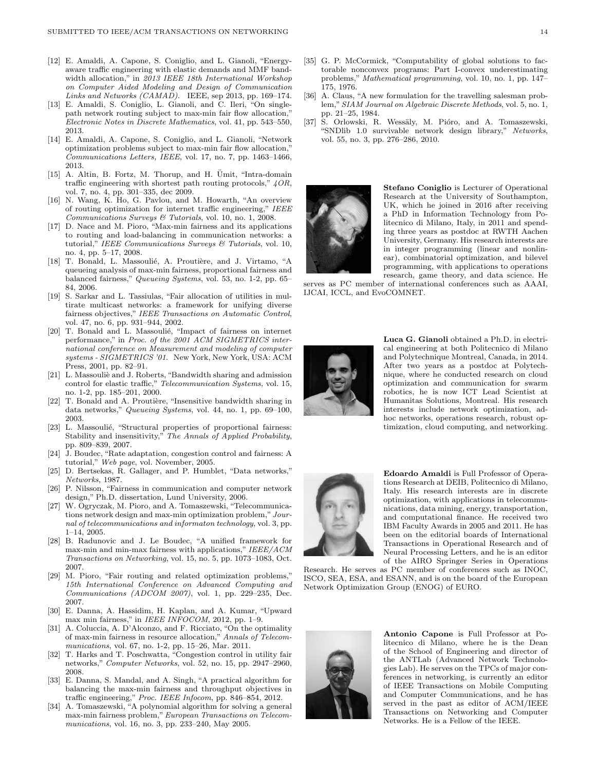[12] E. Amaldi, A. Capone, S. Coniglio, and L. Gianoli, "Energy-aware traffic engineering with elastic demands and MMF bandwidth allocation," in *2013 IEEE 18th International Workshop on Computer Aided Modeling and Design of Communication Links and Networks (CAMAD)*. IEEE, sep 2013, pp. 169–174.

[13] E. Amaldi, S. Coniglio, L. Gianoli, and C. Ileri, "On single-path network routing subject to max-min fair flow allocation," *Electronic Notes in Discrete Mathematics*, vol. 41, pp. 543–550, 2013.

[14] E. Amaldi, A. Capone, S. Coniglio, and L. Gianoli, "Network optimization problems subject to max-min fair flow allocation," *Communications Letters, IEEE*, vol. 17, no. 7, pp. 1463–1466, 2013.

[15] A. Altin, B. Fortz, M. Thorup, and H. Ümit, "Intra-domain traffic engineering with shortest path routing protocols," *4OR*, vol. 7, no. 4, pp. 301–335, dec 2009.

[16] N. Wang, K. Ho, G. Pavlou, and M. Howarth, "An overview of routing optimization for internet traffic engineering," *IEEE Communications Surveys & Tutorials*, vol. 10, no. 1, 2008.

[17] D. Nace and M. Pioro, "Max-min fairness and its applications to routing and load-balancing in communication networks: a tutorial," *IEEE Communications Surveys & Tutorials*, vol. 10, no. 4, pp. 5–17, 2008.

[18] T. Bonald, L. Massoulié, A. Proutière, and J. Virtamo, "A queueing analysis of max-min fairness, proportional fairness and balanced fairness," *Queueing Systems*, vol. 53, no. 1-2, pp. 65–84, 2006.

[19] S. Sarkar and L. Tassiulas, "Fair allocation of utilities in multirate multicast networks: a framework for unifying diverse fairness objectives," *IEEE Transactions on Automatic Control*, vol. 47, no. 6, pp. 931–944, 2002.

[20] T. Bonald and L. Massoulié, "Impact of fairness on internet performance," in *Proc. of the 2001 ACM SIGMETRICS international conference on Measurement and modeling of computer systems - SIGMETRICS '01*. New York, New York, USA: ACM Press, 2001, pp. 82–91.

[21] L. Massouliè and J. Roberts, "Bandwidth sharing and admission control for elastic traffic," *Telecommunication Systems*, vol. 15, no. 1-2, pp. 185–201, 2000.

[22] T. Bonald and A. Proutière, "Insensitive bandwidth sharing in data networks," *Queueing Systems*, vol. 44, no. 1, pp. 69–100, 2003.

[23] L. Massoulié, "Structural properties of proportional fairness: Stability and insensitivity," *The Annals of Applied Probability*, pp. 809–839, 2007.

[24] J. Boudec, "Rate adaptation, congestion control and fairness: A tutorial," *Web page*, vol. November, 2005.

[25] D. Bertsekas, R. Gallager, and P. Humblet, "Data networks," *Networks*, 1987.

[26] P. Nilsson, "Fairness in communication and computer network design," Ph.D. dissertation, Lund University, 2006.

[27] W. Ogryczak, M. Pioro, and A. Tomaszewski, "Telecommunications network design and max-min optimization problem," *Journal of telecommunications and informaton technology*, vol. 3, pp. 1–14, 2005.

[28] B. Radunovic and J. Le Boudec, "A unified framework for max-min and min-max fairness with applications," *IEEE/ACM Transactions on Networking*, vol. 15, no. 5, pp. 1073–1083, Oct. 2007.

[29] M. Pioro, "Fair routing and related optimization problems," *15th International Conference on Advanced Computing and Communications (ADCOM 2007)*, vol. 1, pp. 229–235, Dec. 2007.

[30] E. Danna, A. Hassidim, H. Kaplan, and A. Kumar, "Upward max min fairness," in *IEEE INFOCOM*, 2012, pp. 1–9.

[31] A. Coluccia, A. D'Alconzo, and F. Ricciato, "On the optimality of max-min fairness in resource allocation," *Annals of Telecommunications*, vol. 67, no. 1-2, pp. 15–26, Mar. 2011.

[32] T. Harks and T. Poschwatta, "Congestion control in utility fair networks," *Computer Networks*, vol. 52, no. 15, pp. 2947–2960, 2008.

[33] E. Danna, S. Mandal, and A. Singh, "A practical algorithm for balancing the max-min fairness and throughput objectives in traffic engineering," *Proc. IEEE Infocom*, pp. 846–854, 2012.

[34] A. Tomaszewski, "A polynomial algorithm for solving a general max-min fairness problem," *European Transactions on Telecommunications*, vol. 16, no. 3, pp. 233–240, May 2005.

[35] G. P. McCormick, "Computability of global solutions to factorable nonconvex programs: Part I-convex underestimating problems," *Mathematical programming*, vol. 10, no. 1, pp. 147–175, 1976.

[36] A. Claus, "A new formulation for the travelling salesman problem," *SIAM Journal on Algebraic Discrete Methods*, vol. 5, no. 1, pp. 21–25, 1984.

[37] S. Orlowski, R. Wessäly, M. Pióro, and A. Tomaszewski, "SNDlib 1.0 survivable network design library," *Networks*, vol. 55, no. 3, pp. 276–286, 2010.

**Stefano Coniglio** is Lecturer of Operational Research at the University of Southampton, UK, which he joined in 2016 after receiving a PhD in Information Technology from Politecnico di Milano, Italy, in 2011 and spending three years as postdoc at RWTH Aachen University, Germany. His research interests are in integer programming (linear and nonlinear), combinatorial optimization, and bilevel programming, with applications to operations research, game theory, and data science. He serves as PC member of international conferences such as AAAI, IJCAI, ICCL, and EvoCOMNET.

**Luca G. Gianoli** obtained a Ph.D. in electrical engineering at both Politecnico di Milano and Polytechnique Montreal, Canada, in 2014. After two years as a postdoc at Polytechnique, where he conducted research on cloud optimization and communication for swarm robotics, he is now ICT Lead Scientist at Humanitas Solutions, Montreal. His research interests include network optimization, adhoc networks, operations research, robust optimization, cloud computing, and networking.

**Edoardo Amaldi** is Full Professor of Operations Research at DEIB, Politecnico di Milano, Italy. His research interests are in discrete optimization, with applications in telecommunications, data mining, energy, transportation, and computational finance. He received two IBM Faculty Awards in 2005 and 2011. He has been on the editorial boards of International Transactions in Operational Research and of Neural Processing Letters, and he is an editor of the AIRO Springer Series in Operations Research. He serves as PC member of conferences such as INOC, ISCO, SEA, ESA, and ESANN, and is on the board of the European Network Optimization Group (ENOG) of EURO.

**Antonio Capone** is Full Professor at Politecnico di Milano, where he is the Dean of the School of Engineering and director of the ANTLab (Advanced Network Technologies Lab). He serves on the TPCs of major conferences in networking, is currently an editor of IEEE Transactions on Mobile Computing and Computer Communications, and he has served in the past as editor of ACM/IEEE Transactions on Networking and Computer Networks. He is a Fellow of the IEEE.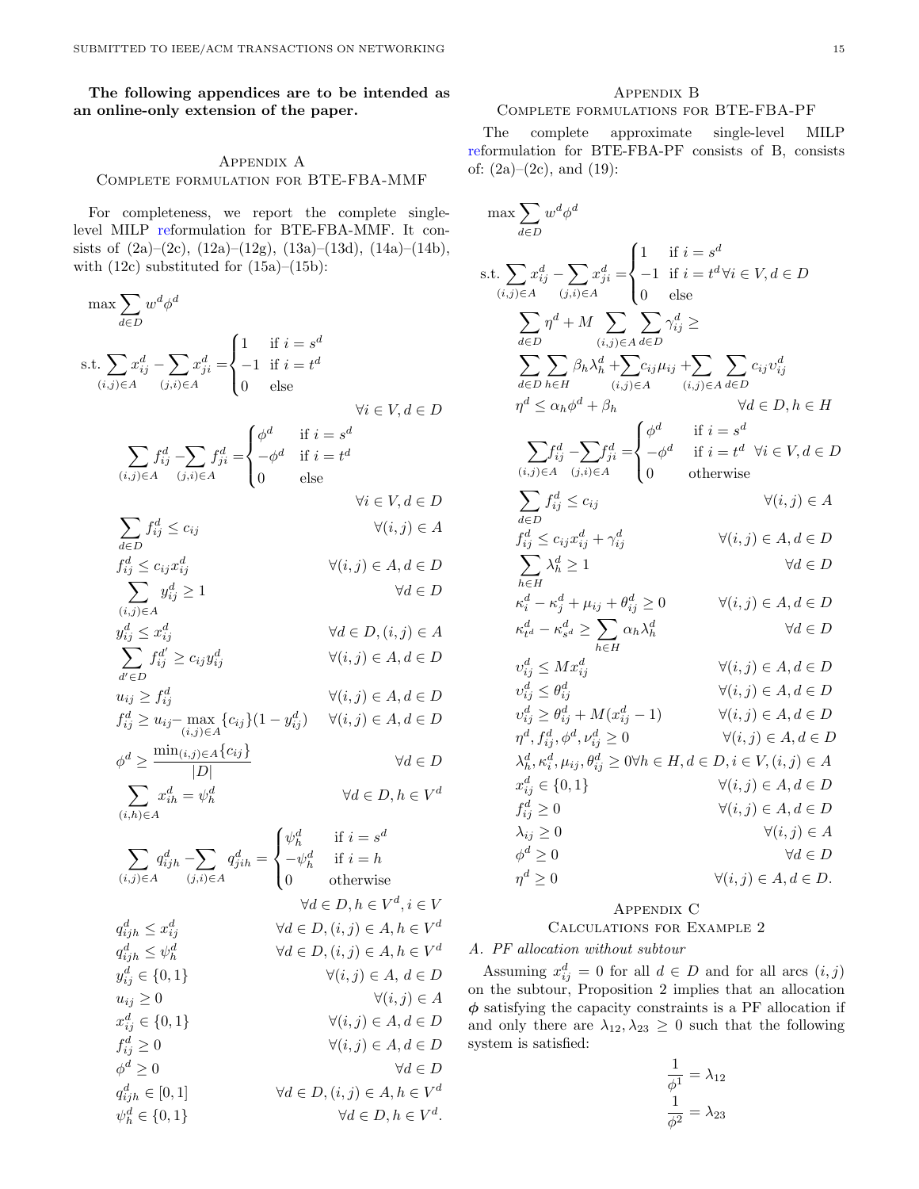**The following appendices are to be intended as an online-only extension of the paper.**

## Appendix A
## Complete formulation for BTE-FBA-MMF

For completeness, we report the complete single-level MILP reformulation for BTE-FBA-MMF. It consists of (2a)–(2c), (12a)–(12g), (13a)–(13d), (14a)–(14b), with (12c) substituted for (15a)–(15b):

$$\max \sum_{d \in D} w^d \phi^d$$

$$\text{s.t.} \sum_{(i,j)\in A} x_{ij}^d - \sum_{(j,i)\in A} x_{ji}^d = \begin{cases} 1 & \text{if } i = s^d \\ -1 & \text{if } i = t^d \\ 0 & \text{else} \end{cases} \quad \forall i \in V, d \in D$$

$$\sum_{(i,j)\in A} f_{ij}^d - \sum_{(j,i)\in A} f_{ji}^d = \begin{cases} \phi^d & \text{if } i = s^d \\ -\phi^d & \text{if } i = t^d \\ 0 & \text{else} \end{cases} \quad \forall i \in V, d \in D$$

$$\sum_{d\in D} f_{ij}^d \le c_{ij} \quad \forall (i,j) \in A$$

$$f_{ij}^d \le c_{ij} x_{ij}^d \quad \forall (i,j) \in A, d \in D$$

$$\sum_{(i,j)\in A} y_{ij}^d \ge 1 \quad \forall d \in D$$

$$y_{ij}^d \le x_{ij}^d \quad \forall d \in D, (i,j) \in A$$

$$\sum_{d' \in D} f_{ij}^{d'} \ge c_{ij} y_{ij}^d \quad \forall (i,j) \in A, d \in D$$

$$u_{ij} \ge f_{ij}^d \quad \forall (i,j) \in A, d \in D$$

$$f_{ij}^d \ge u_{ij} - \max_{(i,j)\in A}\{c_{ij}\}(1 - y_{ij}^d) \quad \forall (i,j) \in A, d \in D$$

$$\phi^d \ge \frac{\min_{(i,j)\in A}\{c_{ij}\}}{|D|} \quad \forall d \in D$$

$$\sum_{(i,h)\in A} x_{ih}^d = \psi_h^d \quad \forall d \in D, h \in V^d$$

$$\sum_{(i,j)\in A} q_{ijh}^d - \sum_{(j,i)\in A} q_{jih}^d = \begin{cases} \psi_h^d & \text{if } i = s^d \\ -\psi_h^d & \text{if } i = h \\ 0 & \text{otherwise} \end{cases} \quad \forall d \in D, h \in V^d, i \in V$$

$$q_{ijh}^d \le x_{ij}^d \quad \forall d \in D, (i,j) \in A, h \in V^d$$

$$q_{ijh}^d \le \psi_h^d \quad \forall d \in D, (i,j) \in A, h \in V^d$$

$$y_{ij}^d \in \{0,1\} \quad \forall (i,j) \in A, \ d \in D$$

$$u_{ij} \ge 0 \quad \forall (i,j) \in A$$

$$x_{ij}^d \in \{0,1\} \quad \forall (i,j) \in A, d \in D$$

$$f_{ij}^d \ge 0 \quad \forall (i,j) \in A, d \in D$$

$$\phi^d \ge 0 \quad \forall d \in D$$

$$q_{ijh}^d \in [0,1] \quad \forall d \in D, (i,j) \in A, h \in V^d$$

$$\psi_h^d \in \{0,1\} \quad \forall d \in D, h \in V^d.$$

## Appendix B
## Complete formulations for BTE-FBA-PF

The complete approximate single-level MILP reformulation for BTE-FBA-PF consists of B, consists of: (2a)–(2c), and (19):

$$\max \sum_{d \in D} w^d \phi^d$$

$$\text{s.t.} \sum_{(i,j)\in A} x_{ij}^d - \sum_{(j,i)\in A} x_{ji}^d = \begin{cases} 1 & \text{if } i = s^d \\ -1 & \text{if } i = t^d \\ 0 & \text{else} \end{cases} \forall i \in V, d \in D$$

$$\sum_{d\in D} \eta^d + M \sum_{(i,j)\in A} \sum_{d \in D} \gamma_{ij}^d \ge \sum_{d\in D}\sum_{h\in H} \beta_h \lambda_h^d + \sum_{(i,j)\in A} c_{ij}\mu_{ij} + \sum_{(i,j)\in A}\sum_{d\in D} c_{ij} \upsilon_{ij}^d$$

$$\eta^d \le \alpha_h \phi^d + \beta_h \quad \forall d \in D, h \in H$$

$$\sum_{(i,j)\in A} f_{ij}^d - \sum_{(j,i)\in A} f_{ji}^d = \begin{cases} \phi^d & \text{if } i = s^d \\ -\phi^d & \text{if } i = t^d \\ 0 & \text{otherwise} \end{cases} \forall i \in V, d \in D$$

$$\sum_{d\in D} f_{ij}^d \le c_{ij} \quad \forall (i,j) \in A$$

$$f_{ij}^d \le c_{ij} x_{ij}^d + \gamma_{ij}^d \quad \forall (i,j) \in A, d \in D$$

$$\sum_{h\in H} \lambda_h^d \ge 1 \quad \forall d \in D$$

$$\kappa_i^d - \kappa_j^d + \mu_{ij} + \theta_{ij}^d \ge 0 \quad \forall (i,j) \in A, d \in D$$

$$\kappa_{t^d}^d - \kappa_{s^d}^d \ge \sum_{h\in H} \alpha_h \lambda_h^d \quad \forall d \in D$$

$$\upsilon_{ij}^d \le M x_{ij}^d \quad \forall (i,j) \in A, d \in D$$

$$\upsilon_{ij}^d \le \theta_{ij}^d \quad \forall (i,j) \in A, d \in D$$

$$\upsilon_{ij}^d \ge \theta_{ij}^d + M(x_{ij}^d - 1) \quad \forall (i,j) \in A, d \in D$$

$$\eta^d, f_{ij}^d, \phi^d, \nu_{ij}^d \ge 0 \quad \forall (i,j) \in A, d \in D$$

$$\lambda_h^d, \kappa_i^d, \mu_{ij}, \theta_{ij}^d \ge 0 \forall h \in H, d \in D, i \in V, (i,j) \in A$$

$$x_{ij}^d \in \{0,1\} \quad \forall (i,j) \in A, d \in D$$

$$f_{ij}^d \ge 0 \quad \forall (i,j) \in A, d \in D$$

$$\lambda_{ij} \ge 0 \quad \forall (i,j) \in A$$

$$\phi^d \ge 0 \quad \forall d \in D$$

$$\eta^d \ge 0 \quad \forall (i,j) \in A, d \in D.$$

## Appendix C
## Calculations for Example 2

### A. PF allocation without subtour

Assuming $x_{ij}^d = 0$ for all $d \in D$ and for all arcs $(i,j)$ on the subtour, Proposition 2 implies that an allocation $\boldsymbol{\phi}$ satisfying the capacity constraints is a PF allocation if and only there are $\lambda_{12}, \lambda_{23} \ge 0$ such that the following system is satisfied:

$$\frac{1}{\phi^1} = \lambda_{12}$$

$$\frac{1}{\phi^2} = \lambda_{23}$$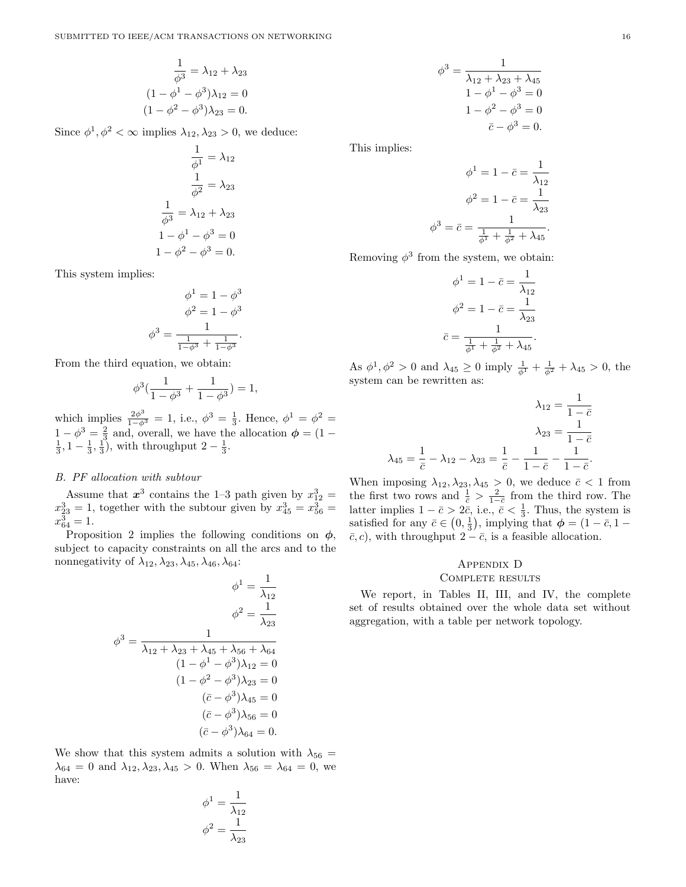$$\frac{1}{\phi^3} = \lambda_{12} + \lambda_{23}$$
$$(1 - \phi^1 - \phi^3)\lambda_{12} = 0$$
$$(1 - \phi^2 - \phi^3)\lambda_{23} = 0.$$

Since $\phi^1, \phi^2 < \infty$ implies $\lambda_{12}, \lambda_{23} > 0$, we deduce:

$$\frac{1}{\phi^1} = \lambda_{12}$$
$$\frac{1}{\phi^2} = \lambda_{23}$$
$$\frac{1}{\phi^3} = \lambda_{12} + \lambda_{23}$$
$$1 - \phi^1 - \phi^3 = 0$$
$$1 - \phi^2 - \phi^3 = 0.$$

This system implies:

$$\phi^1 = 1 - \phi^3$$
$$\phi^2 = 1 - \phi^3$$
$$\phi^3 = \frac{1}{\frac{1}{1-\phi^3} + \frac{1}{1-\phi^3}}.$$

From the third equation, we obtain:

$$\phi^3\left(\frac{1}{1-\phi^3} + \frac{1}{1-\phi^3}\right) = 1,$$

which implies $\frac{2\phi^3}{1-\phi^3} = 1$, i.e., $\phi^3 = \frac{1}{3}$. Hence, $\phi^1 = \phi^2 = 1 - \phi^3 = \frac{2}{3}$ and, overall, we have the allocation $\boldsymbol{\phi} = (1 - \frac{1}{3}, 1 - \frac{1}{3}, \frac{1}{3})$, with throughput $2 - \frac{1}{3}$.

### B. PF allocation with subtour

Assume that $\boldsymbol{x}^3$ contains the 1–3 path given by $x^3_{12} = x^3_{23} = 1$, together with the subtour given by $x^3_{45} = x^3_{56} = x^3_{64} = 1$.

Proposition 2 implies the following conditions on $\boldsymbol{\phi}$, subject to capacity constraints on all the arcs and to the nonnegativity of $\lambda_{12}, \lambda_{23}, \lambda_{45}, \lambda_{46}, \lambda_{64}$:

$$\phi^1 = \frac{1}{\lambda_{12}}$$
$$\phi^2 = \frac{1}{\lambda_{23}}$$
$$\phi^3 = \frac{1}{\lambda_{12} + \lambda_{23} + \lambda_{45} + \lambda_{56} + \lambda_{64}}$$
$$(1 - \phi^1 - \phi^3)\lambda_{12} = 0$$
$$(1 - \phi^2 - \phi^3)\lambda_{23} = 0$$
$$(\bar{c} - \phi^3)\lambda_{45} = 0$$
$$(\bar{c} - \phi^3)\lambda_{56} = 0$$
$$(\bar{c} - \phi^3)\lambda_{64} = 0.$$

We show that this system admits a solution with $\lambda_{56} = \lambda_{64} = 0$ and $\lambda_{12}, \lambda_{23}, \lambda_{45} > 0$. When $\lambda_{56} = \lambda_{64} = 0$, we have:

$$\phi^1 = \frac{1}{\lambda_{12}}$$
$$\phi^2 = \frac{1}{\lambda_{23}}$$
$$\phi^3 = \frac{1}{\lambda_{12} + \lambda_{23} + \lambda_{45}}$$
$$1 - \phi^1 - \phi^3 = 0$$
$$1 - \phi^2 - \phi^3 = 0$$
$$\bar{c} - \phi^3 = 0.$$

This implies:

$$\phi^1 = 1 - \bar{c} = \frac{1}{\lambda_{12}}$$
$$\phi^2 = 1 - \bar{c} = \frac{1}{\lambda_{23}}$$
$$\phi^3 = \bar{c} = \frac{1}{\frac{1}{\phi^1} + \frac{1}{\phi^2} + \lambda_{45}}.$$

Removing $\phi^3$ from the system, we obtain:

$$\phi^1 = 1 - \bar{c} = \frac{1}{\lambda_{12}}$$
$$\phi^2 = 1 - \bar{c} = \frac{1}{\lambda_{23}}$$
$$\bar{c} = \frac{1}{\frac{1}{\phi^1} + \frac{1}{\phi^2} + \lambda_{45}}.$$

As $\phi^1, \phi^2 > 0$ and $\lambda_{45} \geq 0$ imply $\frac{1}{\phi^1} + \frac{1}{\phi^2} + \lambda_{45} > 0$, the system can be rewritten as:

$$\lambda_{12} = \frac{1}{1 - \bar{c}}$$
$$\lambda_{23} = \frac{1}{1 - \bar{c}}$$
$$\lambda_{45} = \frac{1}{\bar{c}} - \lambda_{12} - \lambda_{23} = \frac{1}{\bar{c}} - \frac{1}{1 - \bar{c}} - \frac{1}{1 - \bar{c}}.$$

When imposing $\lambda_{12}, \lambda_{23}, \lambda_{45} > 0$, we deduce $\bar{c} < 1$ from the first two rows and $\frac{1}{\bar{c}} > \frac{2}{1-\bar{c}}$ from the third row. The latter implies $1 - \bar{c} > 2\bar{c}$, i.e., $\bar{c} < \frac{1}{3}$. Thus, the system is satisfied for any $\bar{c} \in \left(0, \frac{1}{3}\right)$, implying that $\boldsymbol{\phi} = (1 - \bar{c}, 1 - \bar{c}, c)$, with throughput $2 - \bar{c}$, is a feasible allocation.

## Appendix D
## Complete results

We report, in Tables II, III, and IV, the complete set of results obtained over the whole data set without aggregation, with a table per network topology.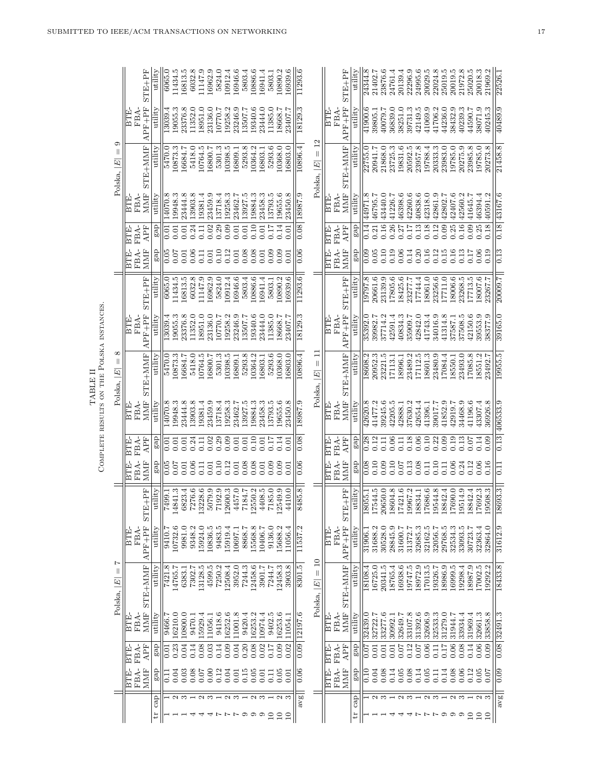TABLE II
COMPLETE RESULTS ON THE POLSKA INSTANCES.

**Polska, $|E| = 7$**

| | | BTE-FBA-MMF | BTE-FBA-APF | BTE-FBA-MMF | STE+MMF | BTE-FBA-APF+PF | STE+PF |
|---|---|---|---|---|---|---|---|
| tr | cap | gap | gap | utility | utility | utility | utility |
| 1 | 1 | 0.11 | 0.01 | 9466.7 | 7421.8 | 9410.7 | 7499.1 |
| 1 | 2 | 0.04 | 0.23 | 16210.0 | 14765.7 | 10732.6 | 14841.3 |
| 1 | 3 | 0.03 | 0.04 | 10800.0 | 6383.1 | 9981.0 | 6823.4 |
| 4 | 1 | 0.08 | 0.14 | 9470.1 | 7302.7 | 9348.2 | 7276.6 |
| 4 | 2 | 0.07 | 0.08 | 15929.4 | 13128.5 | 15924.0 | 13228.6 |
| 4 | 3 | 0.00 | 0.03 | 11056.1 | 4599.5 | 10836.5 | 5079.9 |
| 7 | 1 | 0.12 | 0.14 | 9418.6 | 7250.2 | 9483.5 | 7192.9 |
| 7 | 2 | 0.04 | 0.09 | 16252.6 | 12508.4 | 15919.4 | 12600.3 |
| 7 | 3 | 0.01 | 0.04 | 11001.8 | 3952.0 | 10697.1 | 4457.0 |
| 9 | 1 | 0.15 | 0.20 | 9420.4 | 7244.3 | 8868.7 | 7184.7 |
| 9 | 2 | 0.05 | 0.08 | 16253.2 | 12458.6 | 15568.8 | 12550.2 |
| 9 | 3 | 0.01 | 0.02 | 10974.4 | 3901.7 | 10406.7 | 4408.5 |
| 10 | 1 | 0.11 | 0.17 | 9402.5 | 7244.7 | 9136.0 | 7185.0 |
| 10 | 2 | 0.05 | 0.09 | 16253.6 | 12458.3 | 15688.2 | 12549.9 |
| 10 | 3 | 0.01 | 0.02 | 11054.1 | 3903.8 | 11056.4 | 4410.0 |
| avg | | 0.06 | 0.09 | 12197.6 | 8301.5 | 11537.2 | 8485.8 |

**Polska, $|E| = 8$**

| | | BTE-FBA-MMF | BTE-FBA-APF | BTE-FBA-MMF | STE+MMF | BTE-FBA-APF+PF | STE+PF |
|---|---|---|---|---|---|---|---|
| tr | cap | gap | gap | utility | utility | utility | utility |
| 1 | 1 | 0.05 | 0.01 | 14070.8 | 5470.0 | 13039.4 | 6065.0 |
| 1 | 2 | 0.07 | 0.01 | 19948.3 | 10873.3 | 19055.3 | 11434.5 |
| 1 | 3 | 0.01 | 0.01 | 23444.8 | 16684.7 | 23376.8 | 16813.5 |
| 4 | 1 | 0.06 | 0.24 | 13903.8 | 5418.0 | 11352.0 | 6032.8 |
| 4 | 2 | 0.11 | 0.11 | 19381.4 | 10764.5 | 18951.0 | 11147.9 |
| 4 | 3 | 0.01 | 0.02 | 23459.9 | 16800.7 | 23136.0 | 16962.9 |
| 7 | 1 | 0.10 | 0.29 | 13718.4 | 5301.3 | 10770.7 | 5824.0 |
| 7 | 2 | 0.12 | 0.09 | 19258.3 | 10398.5 | 19258.2 | 10912.4 |
| 7 | 3 | 0.01 | 0.01 | 23462.7 | 16809.1 | 23246.9 | 16946.6 |
| 9 | 1 | 0.08 | 0.01 | 13927.5 | 5293.8 | 13507.7 | 5803.4 |
| 9 | 2 | 0.08 | 0.10 | 19884.3 | 10364.2 | 19340.6 | 10886.6 |
| 9 | 3 | 0.01 | 0.01 | 23458.3 | 16803.1 | 23444.0 | 16941.4 |
| 10 | 1 | 0.09 | 0.17 | 13793.5 | 5293.6 | 11385.0 | 5803.1 |
| 10 | 2 | 0.09 | 0.14 | 19655.6 | 10368.0 | 18668.7 | 10890.2 |
| 10 | 3 | 0.01 | 0.01 | 23450.8 | 16803.0 | 23407.7 | 16939.6 |
| avg | | 0.06 | 0.08 | 18987.9 | 10896.4 | 18129.3 | 11293.6 |

**Polska, $|E| = 9$**

| | | BTE-FBA-MMF | BTE-FBA-APF | BTE-FBA-MMF | STE+MMF | BTE-FBA-APF+PF | STE+PF |
|---|---|---|---|---|---|---|---|
| tr | cap | gap | gap | utility | utility | utility | utility |
| 1 | 1 | 0.05 | 0.01 | 14070.8 | 5470.0 | 13039.4 | 6065.0 |
| 1 | 2 | 0.07 | 0.01 | 19948.3 | 10873.3 | 19055.3 | 11434.5 |
| 1 | 3 | 0.01 | 0.01 | 23444.8 | 16684.7 | 23376.8 | 16813.5 |
| 4 | 1 | 0.06 | 0.24 | 13903.8 | 5418.0 | 11352.0 | 6032.8 |
| 4 | 2 | 0.11 | 0.11 | 19381.4 | 10764.5 | 18951.0 | 11147.9 |
| 4 | 3 | 0.01 | 0.02 | 23459.9 | 16800.7 | 23136.0 | 16962.9 |
| 7 | 1 | 0.10 | 0.29 | 13718.4 | 5301.3 | 10770.7 | 5824.0 |
| 7 | 2 | 0.12 | 0.09 | 19258.3 | 10398.5 | 19258.2 | 10912.4 |
| 7 | 3 | 0.01 | 0.01 | 23462.7 | 16809.1 | 23246.9 | 16946.6 |
| 9 | 1 | 0.08 | 0.01 | 13927.5 | 5293.8 | 13507.7 | 5803.4 |
| 9 | 2 | 0.08 | 0.10 | 19884.3 | 10364.2 | 19340.6 | 10886.6 |
| 9 | 3 | 0.01 | 0.01 | 23458.3 | 16803.1 | 23444.0 | 16941.4 |
| 10 | 1 | 0.09 | 0.17 | 13793.5 | 5293.6 | 11385.0 | 5803.1 |
| 10 | 2 | 0.09 | 0.14 | 19655.6 | 10368.0 | 18668.7 | 10890.2 |
| 10 | 3 | 0.01 | 0.01 | 23450.8 | 16803.0 | 23407.7 | 16939.6 |
| avg | | 0.06 | 0.08 | 18987.9 | 10896.4 | 18129.3 | 11293.6 |

**Polska, $|E| = 10$**

| | | BTE-FBA-MMF | BTE-FBA-APF | BTE-FBA-MMF | STE+MMF | BTE-FBA-APF+PF | STE+PF |
|---|---|---|---|---|---|---|---|
| tr | cap | gap | gap | utility | utility | utility | utility |
| 1 | 1 | 0.10 | 0.07 | 32439.0 | 18108.4 | 31906.1 | 18055.1 |
| 1 | 2 | 0.04 | 0.01 | 32722.7 | 16725.0 | 31688.2 | 17544.5 |
| 1 | 3 | 0.08 | 0.01 | 33277.6 | 20341.5 | 30528.0 | 20650.0 |
| 4 | 1 | 0.14 | 0.01 | 30992.1 | 18765.4 | 28845.9 | 18604.8 |
| 4 | 2 | 0.05 | 0.07 | 32649.7 | 16938.6 | 31600.7 | 17421.6 |
| 4 | 3 | 0.08 | 0.12 | 33107.8 | 19747.5 | 31372.7 | 19967.2 |
| 7 | 1 | 0.14 | 0.07 | 31392.6 | 18972.9 | 32685.3 | 18834.1 |
| 7 | 2 | 0.05 | 0.06 | 32606.9 | 17013.5 | 32162.5 | 17686.6 |
| 7 | 3 | 0.11 | 0.11 | 32533.3 | 19326.7 | 32056.7 | 19544.8 |
| 9 | 1 | 0.14 | 0.17 | 31279.0 | 18986.9 | 29768.5 | 18842.4 |
| 9 | 2 | 0.08 | 0.06 | 31944.7 | 16999.5 | 32534.3 | 17690.0 |
| 9 | 3 | 0.06 | 0.08 | 33934.4 | 19298.4 | 33093.5 | 19514.9 |
| 10 | 1 | 0.12 | 0.14 | 31969.4 | 18987.9 | 30723.7 | 18842.4 |
| 10 | 2 | 0.05 | 0.06 | 32661.3 | 17002.5 | 32363.4 | 17692.3 |
| 10 | 3 | 0.07 | 0.09 | 33858.8 | 19292.2 | 32864.0 | 19508.3 |
| avg | | 0.09 | 0.08 | 32491.3 | 18433.8 | 31612.9 | 18693.3 |

**Polska, $|E| = 11$**

| | | BTE-FBA-MMF | BTE-FBA-APF | BTE-FBA-MMF | STE+MMF | BTE-FBA-APF+PF | STE+PF |
|---|---|---|---|---|---|---|---|
| tr | cap | gap | gap | utility | utility | utility | utility |
| 1 | 1 | 0.08 | 0.28 | 42620.8 | 18608.2 | 35392.0 | 19797.8 |
| 1 | 2 | 0.10 | 0.12 | 41477.2 | 20952.3 | 39982.7 | 20661.6 |
| 1 | 3 | 0.09 | 0.11 | 39245.6 | 23221.5 | 37714.2 | 23139.9 |
| 4 | 1 | 0.10 | 0.06 | 42205.5 | 17113.1 | 42591.4 | 17805.6 |
| 4 | 2 | 0.07 | 0.11 | 42888.1 | 18996.1 | 40834.3 | 18425.6 |
| 4 | 3 | 0.13 | 0.18 | 37630.2 | 23489.2 | 35909.7 | 23277.7 |
| 7 | 1 | 0.08 | 0.06 | 42654.4 | 17112.5 | 42842.0 | 17744.4 |
| 7 | 2 | 0.11 | 0.10 | 41396.1 | 18601.3 | 41743.4 | 18061.0 |
| 7 | 3 | 0.10 | 0.22 | 39017.7 | 23480.9 | 34016.9 | 23256.6 |
| 9 | 1 | 0.11 | 0.09 | 41852.9 | 17084.4 | 41314.8 | 17711.0 |
| 9 | 2 | 0.06 | 0.19 | 42919.7 | 18550.1 | 37587.1 | 18006.6 |
| 9 | 3 | 0.24 | 0.13 | 34468.9 | 23493.0 | 37508.5 | 23268.5 |
| 10 | 1 | 0.12 | 0.07 | 41196.6 | 17085.8 | 42150.6 | 17713.5 |
| 10 | 2 | 0.06 | 0.14 | 43307.4 | 18551.2 | 39553.9 | 18007.6 |
| 10 | 3 | 0.16 | 0.09 | 36926.8 | 23492.7 | 38377.9 | 23267.7 |
| avg | | 0.11 | 0.13 | 406533.9 | 19955.5 | 39165.0 | 20009.7 |

**Polska, $|E| = 12$**

| | | BTE-FBA-MMF | BTE-FBA-APF | BTE-FBA-MMF | STE+MMF | BTE-FBA-APF+PF | STE+PF |
|---|---|---|---|---|---|---|---|
| tr | cap | gap | gap | utility | utility | utility | utility |
| 1 | 1 | 0.09 | 0.14 | 44971.8 | 22755.0 | 41900.6 | 24344.8 |
| 1 | 2 | 0.05 | 0.21 | 46795.7 | 20941.7 | 39805.1 | 21402.7 |
| 1 | 3 | 0.10 | 0.16 | 43440.0 | 21868.0 | 40079.7 | 23876.6 |
| 4 | 1 | 0.19 | 0.26 | 41226.7 | 23725.3 | 36839.0 | 24761.4 |
| 4 | 2 | 0.06 | 0.27 | 46398.6 | 19831.6 | 38251.0 | 20139.4 |
| 4 | 3 | 0.14 | 0.17 | 42260.6 | 20592.5 | 39731.3 | 22296.9 |
| 7 | 1 | 0.20 | 0.13 | 40838.6 | 23957.8 | 42149.5 | 24995.6 |
| 7 | 2 | 0.16 | 0.18 | 42318.0 | 19788.4 | 41069.9 | 20029.5 |
| 7 | 3 | 0.12 | 0.12 | 42861.9 | 20333.3 | 41706.2 | 22024.8 |
| 9 | 1 | 0.15 | 0.09 | 42802.7 | 23983.0 | 44236.0 | 25019.5 |
| 9 | 2 | 0.16 | 0.25 | 42407.6 | 19785.0 | 38432.9 | 20019.5 |
| 9 | 3 | 0.13 | 0.16 | 42560.2 | 20275.9 | 40239.3 | 21972.8 |
| 10 | 1 | 0.17 | 0.09 | 41645.7 | 23985.8 | 44590.7 | 25020.5 |
| 10 | 2 | 0.06 | 0.25 | 46394.4 | 19785.0 | 38071.9 | 20018.3 |
| 10 | 3 | 0.19 | 0.18 | 40591.2 | 20273.8 | 40245.3 | 21969.2 |
| avg | | 0.13 | 0.18 | 43167.6 | 21458.8 | 40489.9 | 22526.1 |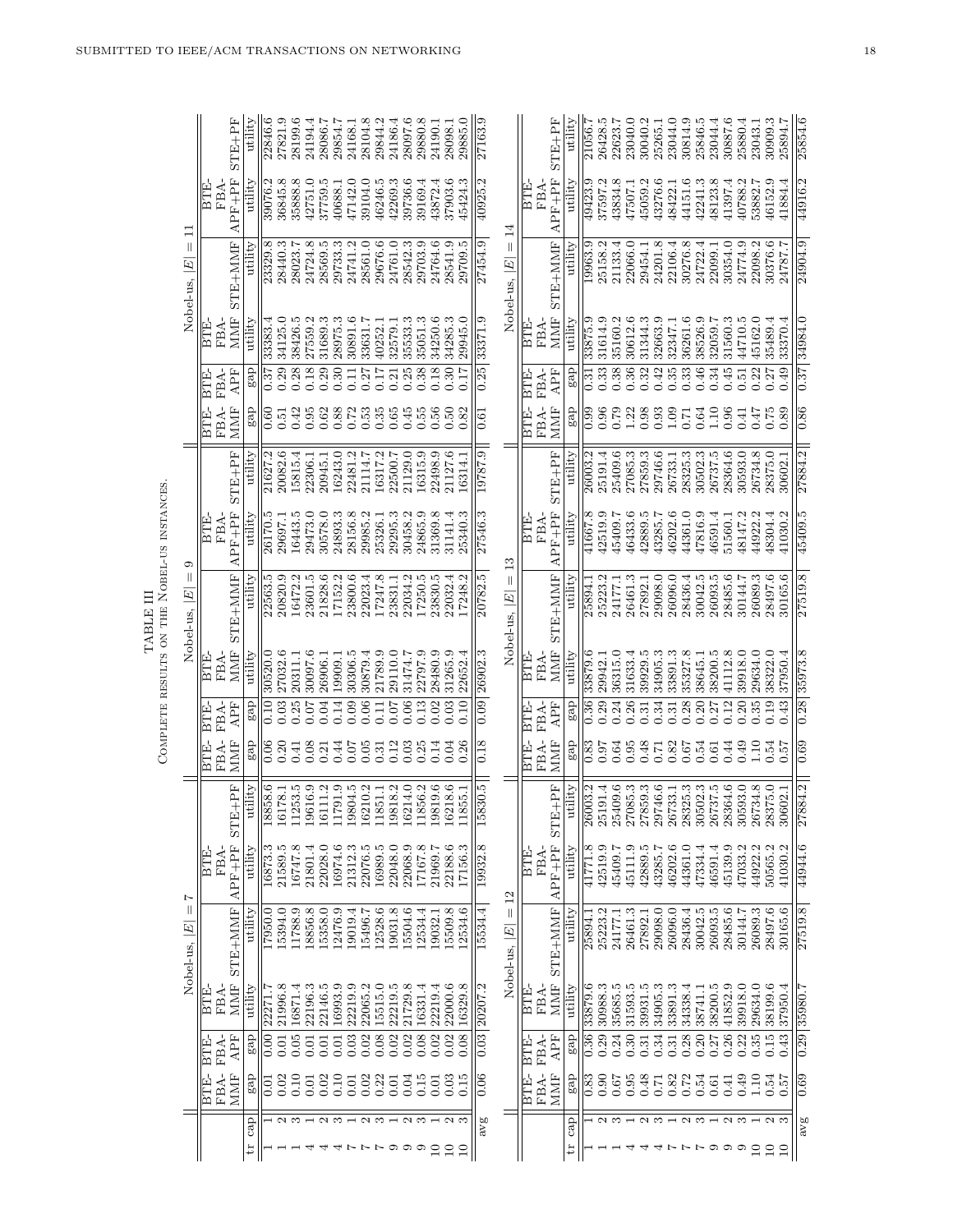TABLE III
COMPLETE RESULTS ON THE NOBEL-US INSTANCES.

| | | Nobel-us, $\|E\| = 7$ | | | | | | Nobel-us, $\|E\| = 9$ | | | | | | Nobel-us, $\|E\| = 11$ | | | | | |
|---|---|---|---|---|---|---|---|---|---|---|---|---|---|---|---|---|---|---|---|
| | | BTE-FBA-MMF | BTE-FBA-APF | BTE-FBA-MMF | STE+MMF | BTE-FBA-APF+PF | STE+PF | BTE-FBA-MMF | BTE-FBA-APF | BTE-FBA-MMF | STE+MMF | BTE-FBA-APF+PF | STE+PF | BTE-FBA-MMF | BTE-FBA-APF | BTE-FBA-MMF | STE+MMF | BTE-FBA-APF+PF | STE+PF |
| tr | cap | gap | gap | utility | utility | utility | utility | gap | gap | utility | utility | utility | utility | gap | gap | utility | utility | utility | utility |
| 1 | 1 | 0.01 | 0.00 | 22271.7 | 17950.0 | 16873.3 | 18858.6 | 0.06 | 0.10 | 30520.0 | 22563.5 | 26170.5 | 21627.2 | 0.60 | 0.37 | 33383.4 | 23329.8 | 39076.2 | 22846.6 |
| 1 | 2 | 0.02 | 0.01 | 21996.8 | 15394.0 | 21589.5 | 16178.1 | 0.20 | 0.03 | 27032.6 | 20820.9 | 29697.1 | 20082.6 | 0.51 | 0.29 | 34125.0 | 28440.3 | 36845.8 | 27821.9 |
| 1 | 3 | 0.10 | 0.05 | 16871.4 | 11788.9 | 16747.8 | 11253.5 | 0.41 | 0.25 | 20311.1 | 16472.2 | 16443.5 | 15815.4 | 0.42 | 0.28 | 38426.5 | 28023.7 | 35888.8 | 28199.6 |
| 4 | 1 | 0.01 | 0.01 | 22196.3 | 18856.8 | 21801.4 | 19616.9 | 0.08 | 0.07 | 30097.6 | 23601.5 | 29473.0 | 22306.1 | 0.95 | 0.18 | 27559.2 | 24724.8 | 42751.0 | 24194.4 |
| 4 | 2 | 0.02 | 0.01 | 22146.5 | 15358.0 | 22028.0 | 16111.2 | 0.21 | 0.04 | 26906.1 | 21828.6 | 30578.0 | 20945.1 | 0.62 | 0.29 | 31689.3 | 28569.5 | 37759.5 | 28086.7 |
| 4 | 3 | 0.10 | 0.01 | 16993.9 | 12476.9 | 16974.6 | 11791.9 | 0.44 | 0.14 | 19909.1 | 17152.2 | 24893.3 | 16243.0 | 0.88 | 0.30 | 28975.3 | 29733.3 | 40688.1 | 29854.7 |
| 7 | 1 | 0.01 | 0.03 | 22219.9 | 19019.4 | 21312.3 | 19804.5 | 0.07 | 0.09 | 30306.5 | 23800.6 | 28156.8 | 22481.2 | 0.72 | 0.11 | 30891.6 | 24741.2 | 47142.0 | 24168.1 |
| 7 | 2 | 0.02 | 0.02 | 22065.2 | 15496.7 | 22076.5 | 16210.2 | 0.05 | 0.06 | 30879.4 | 22023.4 | 29985.2 | 21114.7 | 0.53 | 0.27 | 33631.7 | 28561.0 | 39104.0 | 28104.8 |
| 7 | 3 | 0.22 | 0.08 | 15515.0 | 12528.6 | 16989.5 | 11851.1 | 0.31 | 0.11 | 21789.9 | 17247.8 | 25326.1 | 16317.2 | 0.35 | 0.17 | 40252.1 | 29676.6 | 46246.5 | 29844.2 |
| 9 | 1 | 0.01 | 0.02 | 22219.5 | 19031.8 | 22048.0 | 19818.2 | 0.12 | 0.07 | 29110.0 | 23831.1 | 29295.3 | 22500.7 | 0.65 | 0.21 | 32579.1 | 24761.0 | 42269.3 | 24186.4 |
| 9 | 2 | 0.04 | 0.02 | 21729.8 | 15504.6 | 22068.9 | 16214.0 | 0.03 | 0.06 | 31474.7 | 22034.2 | 30458.2 | 21129.0 | 0.45 | 0.25 | 35533.3 | 28542.3 | 39736.6 | 28097.6 |
| 9 | 3 | 0.15 | 0.08 | 16331.4 | 12534.4 | 17167.8 | 11856.2 | 0.25 | 0.13 | 22797.9 | 17250.5 | 24865.9 | 16315.9 | 0.55 | 0.38 | 35051.3 | 29703.9 | 39169.4 | 29880.8 |
| 10 | 1 | 0.01 | 0.02 | 22219.4 | 19032.1 | 21969.7 | 19819.6 | 0.14 | 0.02 | 28480.9 | 23830.5 | 31369.8 | 22498.9 | 0.56 | 0.18 | 34250.6 | 24764.6 | 43872.4 | 24190.1 |
| 10 | 2 | 0.03 | 0.02 | 22000.6 | 15509.8 | 22188.6 | 16218.6 | 0.04 | 0.03 | 31265.9 | 22032.4 | 31141.4 | 21127.6 | 0.50 | 0.30 | 34285.3 | 28541.9 | 37903.6 | 28098.1 |
| 10 | 3 | 0.15 | 0.08 | 16329.8 | 12534.6 | 17156.3 | 11855.1 | 0.26 | 0.10 | 22652.4 | 17248.2 | 25340.3 | 16314.1 | 0.82 | 0.17 | 29945.0 | 29709.5 | 45424.3 | 29885.0 |
| avg | | 0.06 | 0.03 | 20207.2 | 15534.4 | 19932.8 | 15830.5 | 0.18 | 0.09 | 26902.3 | 20782.5 | 27546.3 | 19787.9 | 0.61 | 0.25 | 33371.9 | 27454.9 | 40925.2 | 27163.9 |

| | | Nobel-us, $\|E\| = 12$ | | | | | | Nobel-us, $\|E\| = 13$ | | | | | | Nobel-us, $\|E\| = 14$ | | | | | |
|---|---|---|---|---|---|---|---|---|---|---|---|---|---|---|---|---|---|---|---|
| | | BTE-FBA-MMF | BTE-FBA-APF | BTE-FBA-MMF | STE+MMF | BTE-FBA-APF+PF | STE+PF | BTE-FBA-MMF | BTE-FBA-APF | BTE-FBA-MMF | STE+MMF | BTE-FBA-APF+PF | STE+PF | BTE-FBA-MMF | BTE-FBA-APF | BTE-FBA-MMF | STE+MMF | BTE-FBA-APF+PF | STE+PF |
| tr | cap | gap | gap | utility | utility | utility | utility | gap | gap | utility | utility | utility | utility | gap | gap | utility | utility | utility | utility |
| 1 | 1 | 0.83 | 0.36 | 33879.6 | 25894.1 | 41771.8 | 26003.2 | 0.83 | 0.36 | 33879.6 | 25894.1 | 41667.8 | 26003.2 | 0.99 | 0.31 | 33875.9 | 19963.9 | 49423.9 | 21056.7 |
| 1 | 2 | 0.90 | 0.29 | 30988.3 | 25223.2 | 42519.9 | 25191.4 | 0.97 | 0.29 | 29942.1 | 25223.2 | 42519.9 | 25191.4 | 0.96 | 0.33 | 31614.9 | 25158.2 | 37597.2 | 26428.5 |
| 1 | 3 | 0.67 | 0.24 | 35685.5 | 24177.1 | 45409.7 | 25409.6 | 0.64 | 0.24 | 36315.0 | 24177.1 | 45409.7 | 25409.6 | 0.79 | 0.38 | 35160.2 | 21133.4 | 43834.8 | 22623.7 |
| 4 | 1 | 0.95 | 0.30 | 31593.5 | 26461.3 | 45111.9 | 27085.3 | 0.95 | 0.26 | 31633.4 | 26461.3 | 46433.6 | 27085.3 | 1.22 | 0.36 | 30612.6 | 22066.0 | 47507.1 | 23040.0 |
| 4 | 2 | 0.48 | 0.31 | 39931.5 | 27892.1 | 42889.5 | 27859.3 | 0.48 | 0.31 | 39929.5 | 27892.1 | 42889.5 | 27859.3 | 0.98 | 0.32 | 31344.3 | 29454.1 | 45059.2 | 30040.2 |
| 4 | 3 | 0.71 | 0.34 | 34905.3 | 29098.0 | 43285.7 | 29746.6 | 0.71 | 0.34 | 34905.3 | 29098.0 | 43285.7 | 29746.6 | 0.93 | 0.42 | 32663.9 | 24201.8 | 43276.6 | 25265.1 |
| 7 | 1 | 0.82 | 0.31 | 33891.3 | 26096.0 | 46202.6 | 26733.1 | 0.82 | 0.31 | 33891.3 | 26096.0 | 46202.6 | 26733.1 | 1.09 | 0.35 | 32347.1 | 22106.4 | 48424.1 | 23044.0 |
| 7 | 2 | 0.72 | 0.28 | 34338.4 | 28436.4 | 44361.0 | 28325.3 | 0.67 | 0.28 | 35327.8 | 28436.4 | 44361.0 | 28325.3 | 0.71 | 0.33 | 36261.6 | 30276.8 | 44151.6 | 30814.9 |
| 7 | 3 | 0.54 | 0.20 | 38741.1 | 30042.5 | 47334.4 | 30502.3 | 0.54 | 0.20 | 38645.1 | 30042.5 | 47816.9 | 30502.3 | 0.64 | 0.46 | 38526.9 | 24722.4 | 42241.3 | 25846.5 |
| 9 | 1 | 0.61 | 0.27 | 38200.5 | 26093.5 | 46591.4 | 26737.5 | 0.61 | 0.27 | 38200.5 | 26093.5 | 46591.4 | 26737.5 | 1.10 | 0.34 | 32059.7 | 22099.1 | 48123.8 | 23044.4 |
| 9 | 2 | 0.41 | 0.26 | 41852.9 | 28485.6 | 45139.9 | 28364.6 | 0.44 | 0.12 | 41112.8 | 28485.6 | 51560.1 | 28364.6 | 0.96 | 0.45 | 31560.3 | 30354.0 | 41397.4 | 30887.6 |
| 9 | 3 | 0.49 | 0.22 | 39918.0 | 30144.7 | 47033.2 | 30593.0 | 0.49 | 0.20 | 39918.0 | 30144.7 | 48147.2 | 30593.0 | 0.41 | 0.51 | 44710.5 | 24774.9 | 40788.2 | 25880.4 |
| 10 | 1 | 1.10 | 0.35 | 29634.0 | 26089.3 | 44922.2 | 26734.8 | 1.10 | 0.35 | 29634.0 | 26089.3 | 44922.2 | 26734.8 | 0.47 | 0.22 | 45162.0 | 22098.2 | 53882.7 | 23043.1 |
| 10 | 2 | 0.54 | 0.15 | 38199.6 | 28497.6 | 50565.2 | 28375.0 | 0.54 | 0.19 | 38322.0 | 28497.6 | 48304.4 | 28375.0 | 0.75 | 0.27 | 35489.4 | 30376.6 | 46152.9 | 30909.3 |
| 10 | 3 | 0.57 | 0.43 | 37950.4 | 30165.6 | 41030.2 | 30602.1 | 0.57 | 0.43 | 37950.4 | 30165.6 | 41030.2 | 30602.1 | 0.89 | 0.49 | 33370.4 | 24787.7 | 41884.4 | 25894.7 |
| avg | | 0.69 | 0.29 | 35980.7 | 27519.8 | 44944.6 | 27884.2 | 0.69 | 0.28 | 35973.8 | 27519.8 | 45409.5 | 27884.2 | 0.86 | 0.37 | 34984.0 | 24904.9 | 44916.2 | 25854.6 |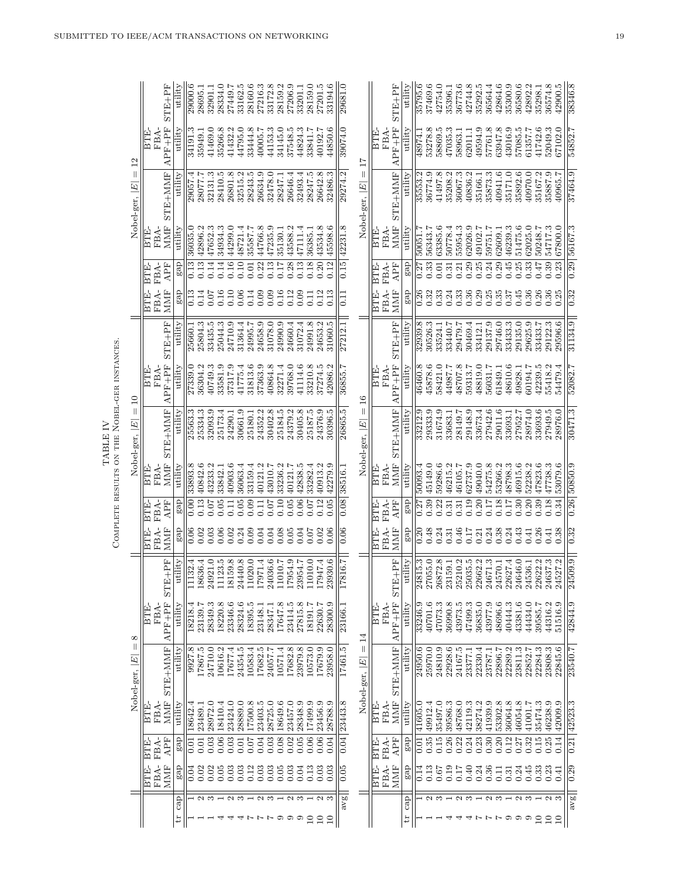TABLE IV
COMPLETE RESULTS ON THE NOBEL-GER INSTANCES.

Nobel-ger, $|E| = 8$

| | | BTE-FBA-MMF | BTE-FBA-APF | BTE-FBA-MMF | STE+MMF | BTE-FBA-APF+PF | STE+PF |
|---|---|---|---|---|---|---|---|
| tr | cap | gap | gap | utility | utility | utility | utility |
| 1 | 1 | 0.04 | 0.01 | 18642.4 | 9927.8 | 18218.4 | 11132.4 |
| 1 | 2 | 0.02 | 0.01 | 23489.1 | 17867.5 | 23139.7 | 18636.4 |
| 1 | 3 | 0.02 | 0.03 | 28972.0 | 24710.0 | 28349.3 | 24921.0 |
| 4 | 1 | 0.05 | 0.06 | 18410.4 | 10616.2 | 18220.8 | 11123.5 |
| 4 | 2 | 0.03 | 0.03 | 23424.0 | 17677.4 | 23346.6 | 18159.8 |
| 4 | 3 | 0.03 | 0.01 | 28889.0 | 24354.5 | 28324.6 | 24440.8 |
| 7 | 1 | 0.12 | 0.07 | 17500.8 | 10583.4 | 18395.5 | 11020.0 |
| 7 | 2 | 0.03 | 0.04 | 23403.5 | 17682.5 | 23148.1 | 17971.4 |
| 7 | 3 | 0.03 | 0.03 | 28725.0 | 24057.7 | 28347.1 | 24036.6 |
| 9 | 1 | 0.05 | 0.08 | 18649.6 | 10571.4 | 17647.8 | 11010.7 |
| 9 | 2 | 0.03 | 0.02 | 23457.0 | 17682.8 | 23414.5 | 17954.9 |
| 9 | 3 | 0.04 | 0.05 | 28348.9 | 23979.8 | 27815.8 | 23954.7 |
| 10 | 1 | 0.13 | 0.06 | 17499.9 | 10573.0 | 18191.7 | 11010.0 |
| 10 | 2 | 0.03 | 0.06 | 23456.9 | 17679.9 | 22630.7 | 17947.4 |
| 10 | 3 | 0.03 | 0.04 | 28788.9 | 23958.0 | 28300.9 | 23930.6 |
| avg | | 0.05 | 0.04 | 23443.8 | 17461.5 | 23166.1 | 17816.7 |

Nobel-ger, $|E| = 10$

| | | BTE-FBA-MMF | BTE-FBA-APF | BTE-FBA-MMF | STE+MMF | BTE-FBA-APF+PF | STE+PF |
|---|---|---|---|---|---|---|---|
| tr | cap | gap | gap | utility | utility | utility | utility |
| 1 | 1 | 0.06 | 0.00 | 33893.8 | 25563.3 | 27339.0 | 25660.1 |
| 1 | 2 | 0.02 | 0.13 | 40842.6 | 25334.3 | 36304.2 | 25804.3 |
| 1 | 3 | 0.03 | 0.07 | 43233.2 | 32093.9 | 40749.3 | 33435.5 |
| 4 | 1 | 0.06 | 0.05 | 33842.1 | 25173.4 | 33581.9 | 25044.3 |
| 4 | 2 | 0.02 | 0.11 | 40903.6 | 24290.1 | 37317.9 | 24710.9 |
| 4 | 3 | 0.24 | 0.05 | 36063.4 | 30661.9 | 41775.4 | 31364.4 |
| 7 | 1 | 0.09 | 0.09 | 33159.4 | 25180.1 | 31813.6 | 24995.7 |
| 7 | 2 | 0.04 | 0.11 | 40121.2 | 24352.2 | 37363.9 | 24658.9 |
| 7 | 3 | 0.04 | 0.07 | 43010.7 | 30402.8 | 40864.8 | 31078.0 |
| 9 | 1 | 0.08 | 0.10 | 33236.2 | 25184.5 | 32271.4 | 24990.9 |
| 9 | 2 | 0.05 | 0.05 | 40121.7 | 24379.2 | 39768.0 | 24660.4 |
| 9 | 3 | 0.04 | 0.06 | 42838.5 | 30405.8 | 41114.6 | 31072.4 |
| 10 | 1 | 0.07 | 0.07 | 33282.4 | 25187.5 | 33210.8 | 24991.8 |
| 10 | 2 | 0.02 | 0.12 | 40913.2 | 24376.9 | 37274.5 | 24653.2 |
| 10 | 3 | 0.06 | 0.05 | 42279.9 | 30396.5 | 42086.2 | 31060.5 |
| avg | | 0.06 | 0.08 | 38516.1 | 26865.5 | 36855.7 | 27212.1 |

Nobel-ger, $|E| = 12$

| | | BTE-FBA-MMF | BTE-FBA-APF | BTE-FBA-MMF | STE+MMF | BTE-FBA-APF+PF | STE+PF |
|---|---|---|---|---|---|---|---|
| tr | cap | gap | gap | utility | utility | utility | utility |
| 1 | 1 | 0.13 | 0.13 | 36035.0 | 29057.4 | 34191.3 | 29000.6 |
| 1 | 2 | 0.14 | 0.13 | 42896.2 | 28077.7 | 35949.1 | 28695.1 |
| 1 | 3 | 0.07 | 0.14 | 47652.3 | 32131.3 | 41469.0 | 32901.1 |
| 4 | 1 | 0.16 | 0.14 | 34934.3 | 28410.5 | 35266.8 | 28334.0 |
| 4 | 2 | 0.10 | 0.16 | 44299.0 | 26801.8 | 41432.2 | 27449.7 |
| 4 | 3 | 0.06 | 0.10 | 48721.4 | 32515.2 | 44795.0 | 33162.5 |
| 7 | 1 | 0.14 | 0.01 | 35587.7 | 28243.5 | 33444.8 | 28160.6 |
| 7 | 2 | 0.09 | 0.22 | 44766.8 | 26634.9 | 40005.7 | 27216.3 |
| 7 | 3 | 0.09 | 0.13 | 47235.9 | 32478.0 | 44153.3 | 33172.8 |
| 9 | 1 | 0.16 | 0.17 | 35130.1 | 28247.1 | 34145.0 | 28159.2 |
| 9 | 2 | 0.12 | 0.28 | 43588.2 | 26646.4 | 37548.5 | 27206.9 |
| 9 | 3 | 0.09 | 0.13 | 47111.4 | 32493.4 | 44824.3 | 33201.1 |
| 10 | 1 | 0.11 | 0.18 | 36385.1 | 28247.5 | 33841.7 | 28159.0 |
| 10 | 2 | 0.12 | 0.20 | 43534.8 | 26642.8 | 40192.7 | 27201.5 |
| 10 | 3 | 0.13 | 0.12 | 45598.6 | 32486.3 | 44850.6 | 33194.6 |
| avg | | 0.11 | 0.15 | 42231.8 | 29274.2 | 39074.0 | 29681.0 |

Nobel-ger, $|E| = 14$

| | | BTE-FBA-MMF | BTE-FBA-APF | BTE-FBA-MMF | STE+MMF | BTE-FBA-APF+PF | STE+PF |
|---|---|---|---|---|---|---|---|
| tr | cap | gap | gap | utility | utility | utility | utility |
| 1 | 1 | 0.14 | 0.01 | 41605.0 | 24950.6 | 33246.9 | 24815.3 |
| 1 | 2 | 0.13 | 0.35 | 49912.4 | 25970.0 | 40701.6 | 27055.0 |
| 1 | 3 | 0.67 | 0.15 | 35497.0 | 24810.9 | 47073.3 | 26872.8 |
| 4 | 1 | 0.19 | 0.26 | 39586.3 | 22928.6 | 36990.8 | 23159.1 |
| 4 | 2 | 0.17 | 0.22 | 48768.0 | 24167.5 | 43973.5 | 25210.2 |
| 4 | 3 | 0.40 | 0.24 | 42119.3 | 23377.1 | 47499.3 | 25035.5 |
| 7 | 1 | 0.24 | 0.23 | 38274.2 | 22330.4 | 36835.0 | 22662.2 |
| 7 | 2 | 0.36 | 0.30 | 41939.9 | 23787.4 | 43977.9 | 24671.3 |
| 7 | 3 | 0.11 | 0.20 | 53302.8 | 22896.7 | 48696.6 | 24570.1 |
| 9 | 1 | 0.31 | 0.12 | 36064.8 | 22289.2 | 40444.3 | 22627.4 |
| 9 | 2 | 0.24 | 0.27 | 46054.8 | 23811.3 | 43381.6 | 24646.0 |
| 9 | 3 | 0.45 | 0.32 | 41001.7 | 22852.7 | 44434.0 | 24536.1 |
| 10 | 1 | 0.33 | 0.15 | 35474.3 | 22284.3 | 39585.7 | 22622.2 |
| 10 | 2 | 0.23 | 0.25 | 46238.9 | 23808.3 | 44316.2 | 24637.3 |
| 10 | 3 | 0.41 | 0.14 | 42009.9 | 22845.6 | 51516.9 | 24527.2 |
| avg | | 0.29 | 0.21 | 42523.3 | 23540.7 | 42844.9 | 24509.9 |

Nobel-ger, $|E| = 16$

| | | BTE-FBA-MMF | BTE-FBA-APF | BTE-FBA-MMF | STE+MMF | BTE-FBA-APF+PF | STE+PF |
|---|---|---|---|---|---|---|---|
| tr | cap | gap | gap | utility | utility | utility | utility |
| 1 | 1 | 0.20 | 0.27 | 50093.4 | 33212.9 | 46460.8 | 32939.8 |
| 1 | 2 | 0.48 | 0.39 | 45149.0 | 29333.9 | 45878.6 | 30526.3 |
| 1 | 3 | 0.24 | 0.22 | 59286.6 | 31674.9 | 58421.0 | 33524.1 |
| 4 | 1 | 0.31 | 0.31 | 46215.2 | 33683.1 | 44987.7 | 33440.7 |
| 4 | 2 | 0.46 | 0.31 | 46105.7 | 28149.7 | 48707.8 | 29479.7 |
| 4 | 3 | 0.17 | 0.19 | 62737.9 | 29148.9 | 59313.7 | 30469.4 |
| 7 | 1 | 0.21 | 0.20 | 49040.0 | 33673.4 | 48819.0 | 33412.1 |
| 7 | 2 | 0.24 | 0.17 | 54275.8 | 27942.6 | 56031.7 | 29137.9 |
| 7 | 3 | 0.38 | 0.18 | 53266.2 | 29011.6 | 61849.1 | 29746.0 |
| 9 | 1 | 0.24 | 0.17 | 48798.3 | 33693.1 | 48610.6 | 33433.3 |
| 9 | 2 | 0.43 | 0.30 | 46915.6 | 27952.7 | 49828.1 | 29135.0 |
| 9 | 3 | 0.41 | 0.20 | 52238.2 | 28974.0 | 60194.7 | 29625.9 |
| 10 | 1 | 0.26 | 0.39 | 47823.6 | 33693.6 | 42239.5 | 33433.7 |
| 10 | 2 | 0.41 | 0.18 | 47738.3 | 27949.5 | 55418.2 | 29122.3 |
| 10 | 3 | 0.38 | 0.34 | 53079.6 | 28976.0 | 54479.4 | 29596.6 |
| avg | | 0.32 | 0.26 | 50850.9 | 30471.3 | 52082.7 | 31134.9 |

Nobel-ger, $|E| = 17$

| | | BTE-FBA-MMF | BTE-FBA-APF | BTE-FBA-MMF | STE+MMF | BTE-FBA-APF+PF | STE+PF |
|---|---|---|---|---|---|---|---|
| tr | cap | gap | gap | utility | utility | utility | utility |
| 1 | 1 | 0.26 | 0.27 | 50051.7 | 35553.2 | 48974.1 | 35795.6 |
| 1 | 2 | 0.32 | 0.33 | 56343.7 | 36774.9 | 53278.8 | 37469.6 |
| 1 | 3 | 0.33 | 0.01 | 63385.6 | 41497.8 | 58869.5 | 42754.0 |
| 4 | 1 | 0.24 | 0.31 | 50778.4 | 35208.2 | 47035.3 | 35396.1 |
| 4 | 2 | 0.33 | 0.21 | 55954.3 | 36067.3 | 58963.1 | 36773.6 |
| 4 | 3 | 0.36 | 0.29 | 62026.9 | 40836.2 | 62011.1 | 42744.8 |
| 7 | 1 | 0.29 | 0.25 | 49102.7 | 35166.1 | 49594.9 | 35292.5 |
| 7 | 2 | 0.25 | 0.24 | 59751.7 | 35873.3 | 57761.8 | 36564.4 |
| 7 | 3 | 0.35 | 0.29 | 62609.1 | 40941.6 | 63947.8 | 42864.6 |
| 9 | 1 | 0.37 | 0.45 | 46239.3 | 35171.0 | 43016.9 | 35300.9 |
| 9 | 2 | 0.45 | 0.25 | 51475.6 | 35892.6 | 57085.5 | 36580.6 |
| 9 | 3 | 0.36 | 0.33 | 62025.0 | 40970.0 | 61357.7 | 42892.2 |
| 10 | 1 | 0.26 | 0.47 | 50248.7 | 35167.2 | 41742.6 | 35298.1 |
| 10 | 2 | 0.36 | 0.39 | 54717.3 | 35887.9 | 52049.3 | 36574.8 |
| 10 | 3 | 0.25 | 0.23 | 67800.0 | 40965.7 | 67102.0 | 42900.5 |
| avg | | 0.32 | 0.29 | 56167.3 | 37464.9 | 54852.7 | 38346.8 |